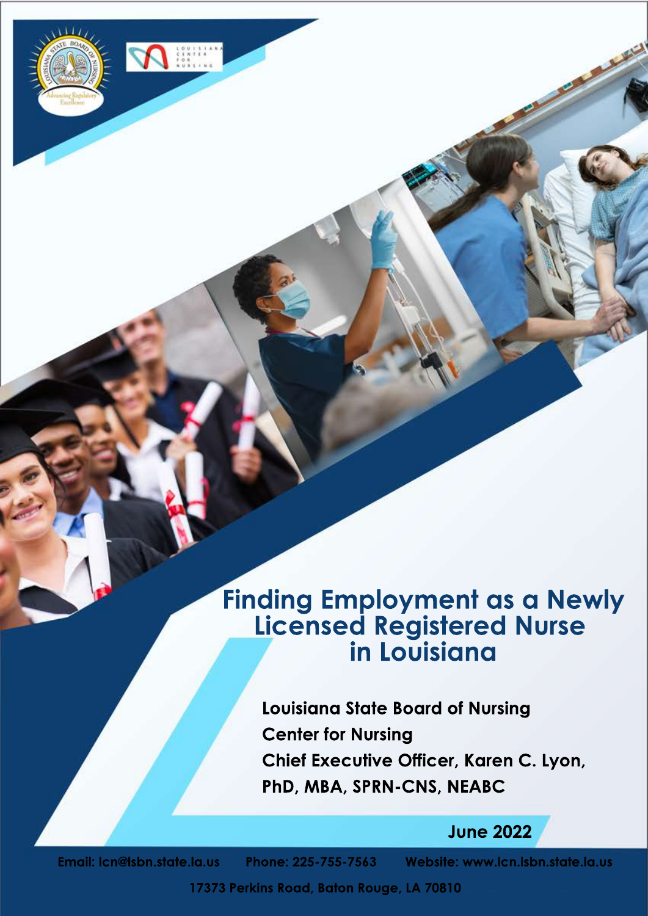# Finding Employment as a Newly Licensed Registered Nurse in Louisiana

**Louisiana State Board of Nursing**

**Center for Nursing**

**Chief Executive Officer, Karen C. Lyon, PhD, MBA, SPRN-CNS, NEABC**

**June 2022**

Email: lcn@lsbn.state.la.us Phone: 225-755-7563 Website: www.lcn.lsbn.state.la.us

17373 Perkins Road, Baton Rouge, LA 70810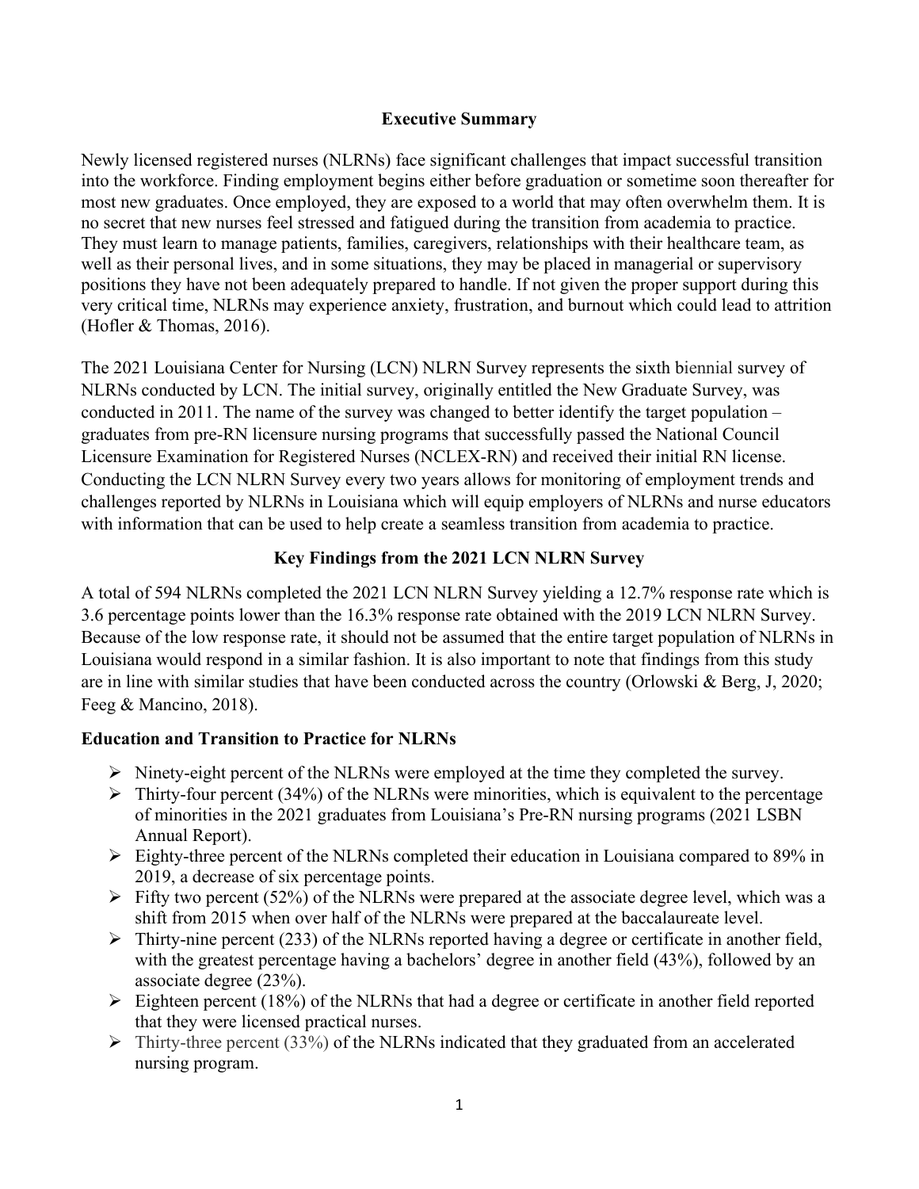## Executive Summary

Newly licensed registered nurses (NLRNs) face significant challenges that impact successful transition into the workforce. Finding employment begins either before graduation or sometime soon thereafter for most new graduates. Once employed, they are exposed to a world that may often overwhelm them. It is no secret that new nurses feel stressed and fatigued during the transition from academia to practice. They must learn to manage patients, families, caregivers, relationships with their healthcare team, as well as their personal lives, and in some situations, they may be placed in managerial or supervisory positions they have not been adequately prepared to handle. If not given the proper support during this very critical time, NLRNs may experience anxiety, frustration, and burnout which could lead to attrition (Hofler & Thomas, 2016).

The 2021 Louisiana Center for Nursing (LCN) NLRN Survey represents the sixth biennial survey of NLRNs conducted by LCN. The initial survey, originally entitled the New Graduate Survey, was conducted in 2011. The name of the survey was changed to better identify the target population – graduates from pre-RN licensure nursing programs that successfully passed the National Council Licensure Examination for Registered Nurses (NCLEX-RN) and received their initial RN license. Conducting the LCN NLRN Survey every two years allows for monitoring of employment trends and challenges reported by NLRNs in Louisiana which will equip employers of NLRNs and nurse educators with information that can be used to help create a seamless transition from academia to practice.

## Key Findings from the 2021 LCN NLRN Survey

A total of 594 NLRNs completed the 2021 LCN NLRN Survey yielding a 12.7% response rate which is 3.6 percentage points lower than the 16.3% response rate obtained with the 2019 LCN NLRN Survey. Because of the low response rate, it should not be assumed that the entire target population of NLRNs in Louisiana would respond in a similar fashion. It is also important to note that findings from this study are in line with similar studies that have been conducted across the country (Orlowski & Berg, J, 2020; Feeg & Mancino, 2018).

### Education and Transition to Practice for NLRNs

- Ninety-eight percent of the NLRNs were employed at the time they completed the survey.
- Thirty-four percent (34%) of the NLRNs were minorities, which is equivalent to the percentage of minorities in the 2021 graduates from Louisiana's Pre-RN nursing programs (2021 LSBN Annual Report).
- Eighty-three percent of the NLRNs completed their education in Louisiana compared to 89% in 2019, a decrease of six percentage points.
- Fifty two percent (52%) of the NLRNs were prepared at the associate degree level, which was a shift from 2015 when over half of the NLRNs were prepared at the baccalaureate level.
- Thirty-nine percent (233) of the NLRNs reported having a degree or certificate in another field, with the greatest percentage having a bachelors' degree in another field (43%), followed by an associate degree (23%).
- Eighteen percent (18%) of the NLRNs that had a degree or certificate in another field reported that they were licensed practical nurses.
- Thirty-three percent (33%) of the NLRNs indicated that they graduated from an accelerated nursing program.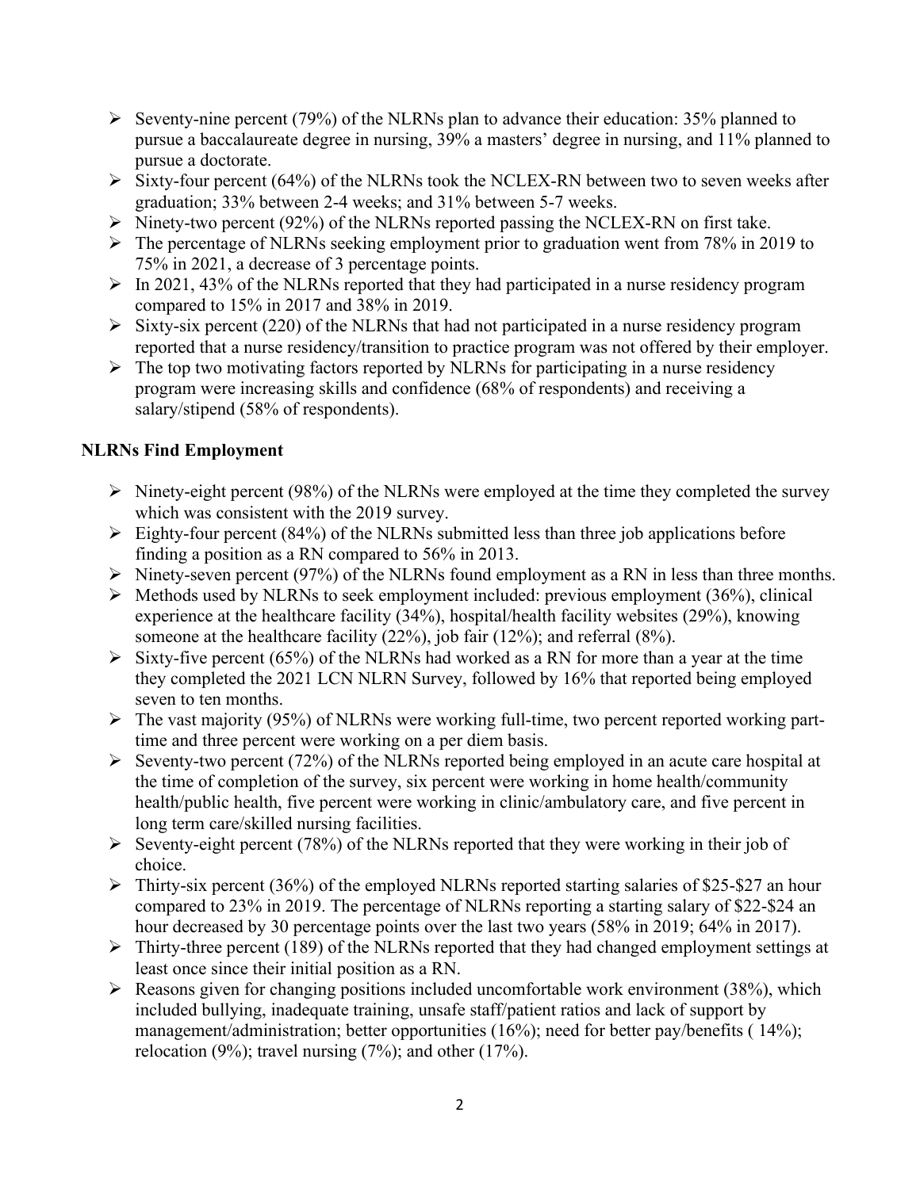- Seventy-nine percent (79%) of the NLRNs plan to advance their education: 35% planned to pursue a baccalaureate degree in nursing, 39% a masters' degree in nursing, and 11% planned to pursue a doctorate.
- Sixty-four percent (64%) of the NLRNs took the NCLEX-RN between two to seven weeks after graduation; 33% between 2-4 weeks; and 31% between 5-7 weeks.
- Ninety-two percent (92%) of the NLRNs reported passing the NCLEX-RN on first take.
- The percentage of NLRNs seeking employment prior to graduation went from 78% in 2019 to 75% in 2021, a decrease of 3 percentage points.
- In 2021, 43% of the NLRNs reported that they had participated in a nurse residency program compared to 15% in 2017 and 38% in 2019.
- Sixty-six percent (220) of the NLRNs that had not participated in a nurse residency program reported that a nurse residency/transition to practice program was not offered by their employer.
- The top two motivating factors reported by NLRNs for participating in a nurse residency program were increasing skills and confidence (68% of respondents) and receiving a salary/stipend (58% of respondents).

**NLRNs Find Employment**

- Ninety-eight percent (98%) of the NLRNs were employed at the time they completed the survey which was consistent with the 2019 survey.
- Eighty-four percent (84%) of the NLRNs submitted less than three job applications before finding a position as a RN compared to 56% in 2013.
- Ninety-seven percent (97%) of the NLRNs found employment as a RN in less than three months.
- Methods used by NLRNs to seek employment included: previous employment (36%), clinical experience at the healthcare facility (34%), hospital/health facility websites (29%), knowing someone at the healthcare facility (22%), job fair (12%); and referral (8%).
- Sixty-five percent (65%) of the NLRNs had worked as a RN for more than a year at the time they completed the 2021 LCN NLRN Survey, followed by 16% that reported being employed seven to ten months.
- The vast majority (95%) of NLRNs were working full-time, two percent reported working part-time and three percent were working on a per diem basis.
- Seventy-two percent (72%) of the NLRNs reported being employed in an acute care hospital at the time of completion of the survey, six percent were working in home health/community health/public health, five percent were working in clinic/ambulatory care, and five percent in long term care/skilled nursing facilities.
- Seventy-eight percent (78%) of the NLRNs reported that they were working in their job of choice.
- Thirty-six percent (36%) of the employed NLRNs reported starting salaries of $25-$27 an hour compared to 23% in 2019. The percentage of NLRNs reporting a starting salary of $22-$24 an hour decreased by 30 percentage points over the last two years (58% in 2019; 64% in 2017).
- Thirty-three percent (189) of the NLRNs reported that they had changed employment settings at least once since their initial position as a RN.
- Reasons given for changing positions included uncomfortable work environment (38%), which included bullying, inadequate training, unsafe staff/patient ratios and lack of support by management/administration; better opportunities (16%); need for better pay/benefits ( 14%); relocation (9%); travel nursing (7%); and other (17%).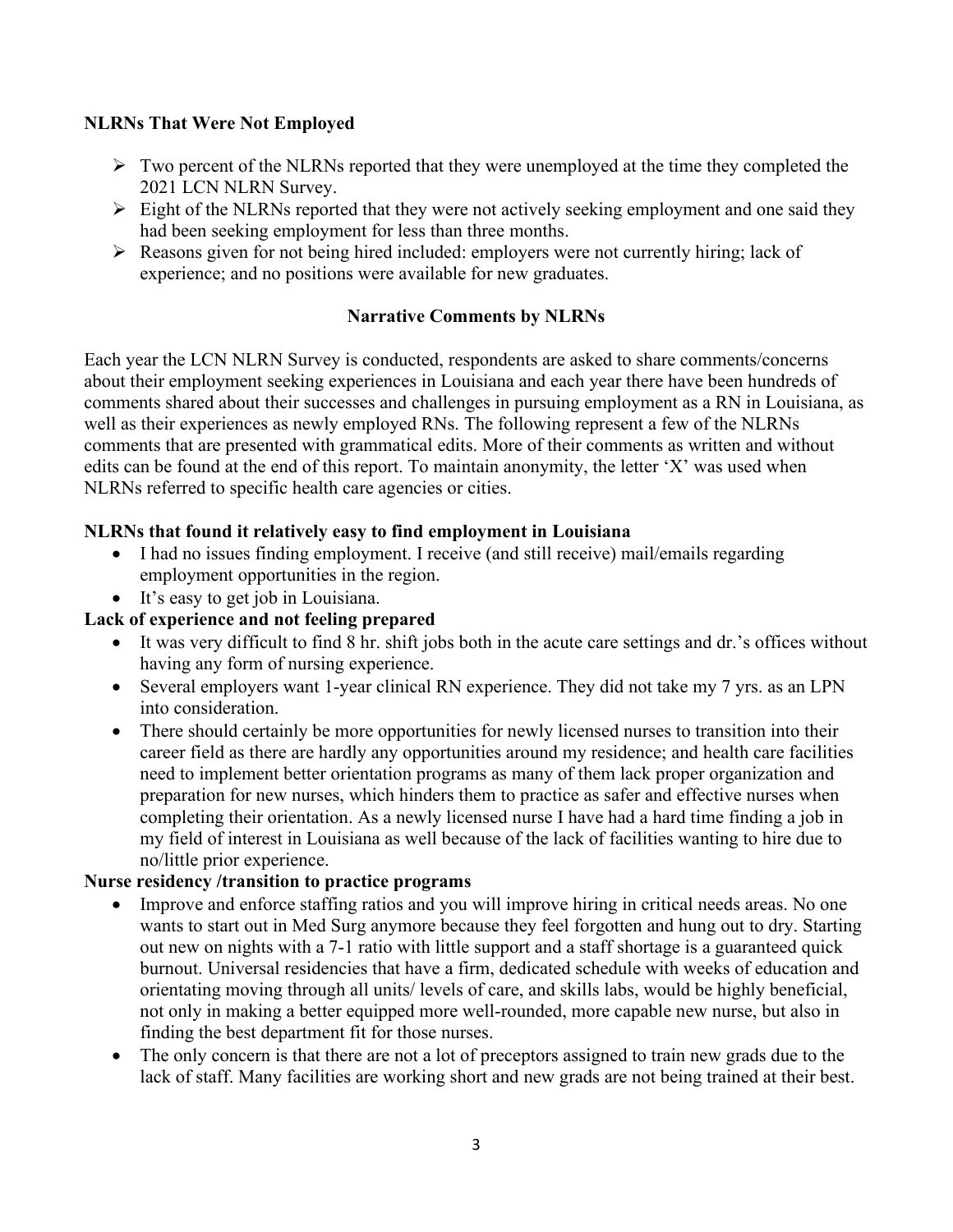**NLRNs That Were Not Employed**

- Two percent of the NLRNs reported that they were unemployed at the time they completed the 2021 LCN NLRN Survey.
- Eight of the NLRNs reported that they were not actively seeking employment and one said they had been seeking employment for less than three months.
- Reasons given for not being hired included: employers were not currently hiring; lack of experience; and no positions were available for new graduates.

## Narrative Comments by NLRNs

Each year the LCN NLRN Survey is conducted, respondents are asked to share comments/concerns about their employment seeking experiences in Louisiana and each year there have been hundreds of comments shared about their successes and challenges in pursuing employment as a RN in Louisiana, as well as their experiences as newly employed RNs. The following represent a few of the NLRNs comments that are presented with grammatical edits. More of their comments as written and without edits can be found at the end of this report. To maintain anonymity, the letter 'X' was used when NLRNs referred to specific health care agencies or cities.

**NLRNs that found it relatively easy to find employment in Louisiana**

- I had no issues finding employment. I receive (and still receive) mail/emails regarding employment opportunities in the region.
- It's easy to get job in Louisiana.

**Lack of experience and not feeling prepared**

- It was very difficult to find 8 hr. shift jobs both in the acute care settings and dr.'s offices without having any form of nursing experience.
- Several employers want 1-year clinical RN experience. They did not take my 7 yrs. as an LPN into consideration.
- There should certainly be more opportunities for newly licensed nurses to transition into their career field as there are hardly any opportunities around my residence; and health care facilities need to implement better orientation programs as many of them lack proper organization and preparation for new nurses, which hinders them to practice as safer and effective nurses when completing their orientation. As a newly licensed nurse I have had a hard time finding a job in my field of interest in Louisiana as well because of the lack of facilities wanting to hire due to no/little prior experience.

**Nurse residency /transition to practice programs**

- Improve and enforce staffing ratios and you will improve hiring in critical needs areas. No one wants to start out in Med Surg anymore because they feel forgotten and hung out to dry. Starting out new on nights with a 7-1 ratio with little support and a staff shortage is a guaranteed quick burnout. Universal residencies that have a firm, dedicated schedule with weeks of education and orientating moving through all units/ levels of care, and skills labs, would be highly beneficial, not only in making a better equipped more well-rounded, more capable new nurse, but also in finding the best department fit for those nurses.
- The only concern is that there are not a lot of preceptors assigned to train new grads due to the lack of staff. Many facilities are working short and new grads are not being trained at their best.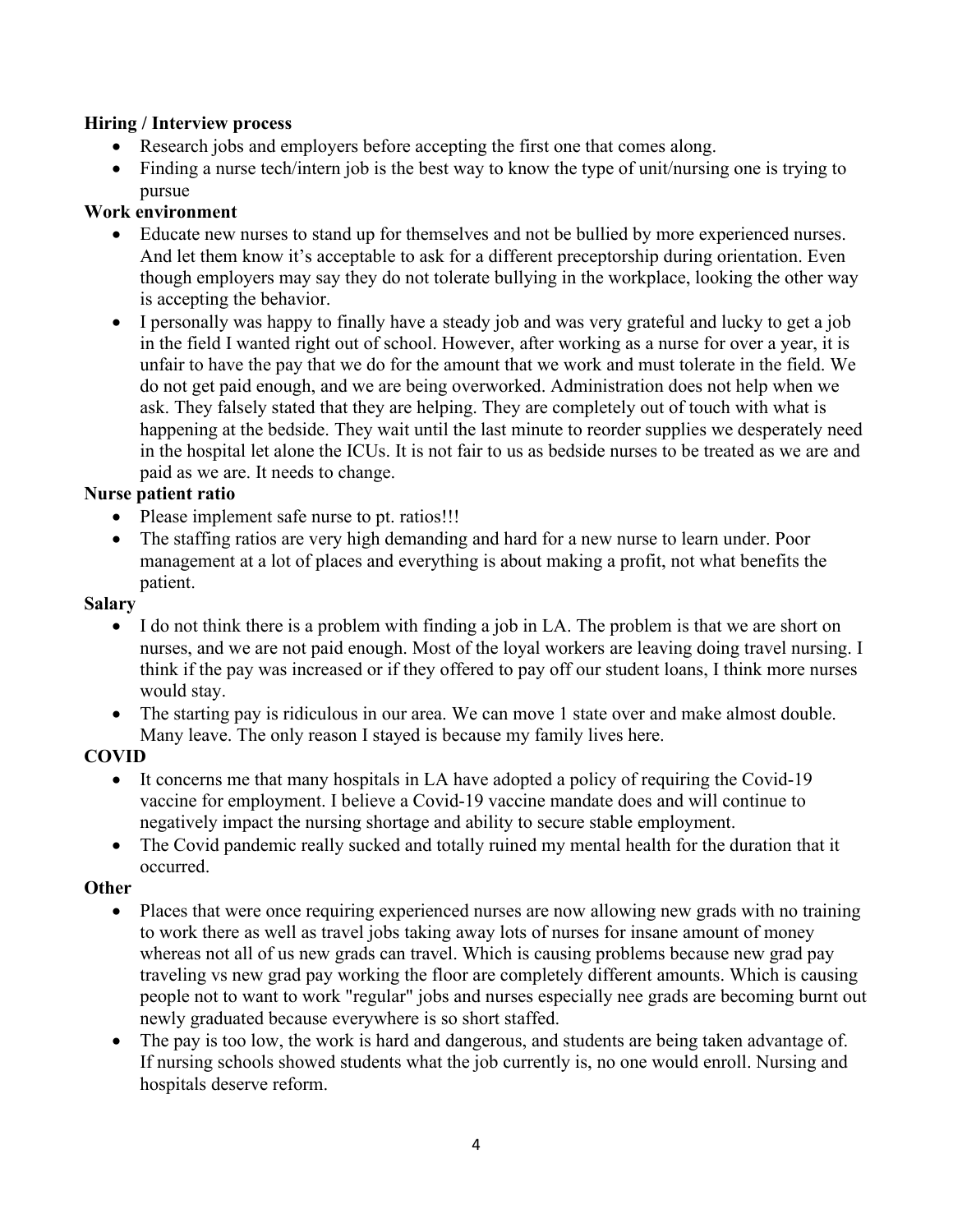**Hiring / Interview process**

- Research jobs and employers before accepting the first one that comes along.
- Finding a nurse tech/intern job is the best way to know the type of unit/nursing one is trying to pursue

**Work environment**

- Educate new nurses to stand up for themselves and not be bullied by more experienced nurses. And let them know it's acceptable to ask for a different preceptorship during orientation. Even though employers may say they do not tolerate bullying in the workplace, looking the other way is accepting the behavior.
- I personally was happy to finally have a steady job and was very grateful and lucky to get a job in the field I wanted right out of school. However, after working as a nurse for over a year, it is unfair to have the pay that we do for the amount that we work and must tolerate in the field. We do not get paid enough, and we are being overworked. Administration does not help when we ask. They falsely stated that they are helping. They are completely out of touch with what is happening at the bedside. They wait until the last minute to reorder supplies we desperately need in the hospital let alone the ICUs. It is not fair to us as bedside nurses to be treated as we are and paid as we are. It needs to change.

**Nurse patient ratio**

- Please implement safe nurse to pt. ratios!!!
- The staffing ratios are very high demanding and hard for a new nurse to learn under. Poor management at a lot of places and everything is about making a profit, not what benefits the patient.

**Salary**

- I do not think there is a problem with finding a job in LA. The problem is that we are short on nurses, and we are not paid enough. Most of the loyal workers are leaving doing travel nursing. I think if the pay was increased or if they offered to pay off our student loans, I think more nurses would stay.
- The starting pay is ridiculous in our area. We can move 1 state over and make almost double. Many leave. The only reason I stayed is because my family lives here.

**COVID**

- It concerns me that many hospitals in LA have adopted a policy of requiring the Covid-19 vaccine for employment. I believe a Covid-19 vaccine mandate does and will continue to negatively impact the nursing shortage and ability to secure stable employment.
- The Covid pandemic really sucked and totally ruined my mental health for the duration that it occurred.

**Other**

- Places that were once requiring experienced nurses are now allowing new grads with no training to work there as well as travel jobs taking away lots of nurses for insane amount of money whereas not all of us new grads can travel. Which is causing problems because new grad pay traveling vs new grad pay working the floor are completely different amounts. Which is causing people not to want to work "regular" jobs and nurses especially nee grads are becoming burnt out newly graduated because everywhere is so short staffed.
- The pay is too low, the work is hard and dangerous, and students are being taken advantage of. If nursing schools showed students what the job currently is, no one would enroll. Nursing and hospitals deserve reform.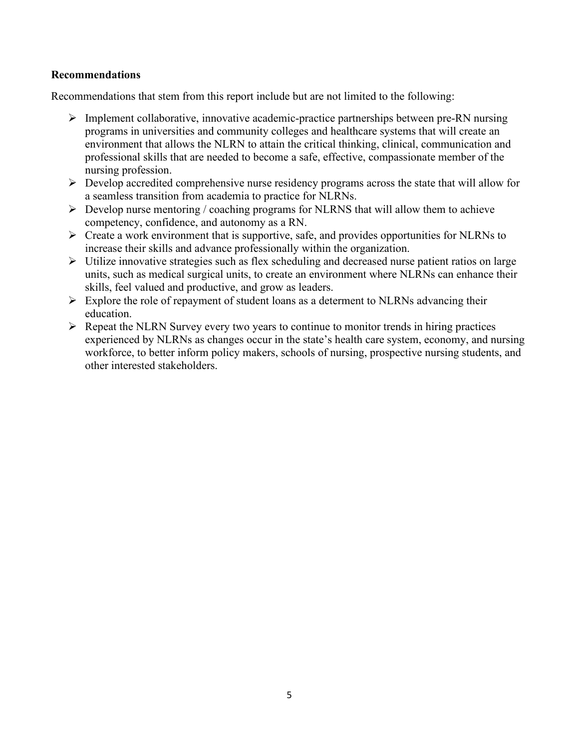**Recommendations**

Recommendations that stem from this report include but are not limited to the following:

- Implement collaborative, innovative academic-practice partnerships between pre-RN nursing programs in universities and community colleges and healthcare systems that will create an environment that allows the NLRN to attain the critical thinking, clinical, communication and professional skills that are needed to become a safe, effective, compassionate member of the nursing profession.
- Develop accredited comprehensive nurse residency programs across the state that will allow for a seamless transition from academia to practice for NLRNs.
- Develop nurse mentoring / coaching programs for NLRNS that will allow them to achieve competency, confidence, and autonomy as a RN.
- Create a work environment that is supportive, safe, and provides opportunities for NLRNs to increase their skills and advance professionally within the organization.
- Utilize innovative strategies such as flex scheduling and decreased nurse patient ratios on large units, such as medical surgical units, to create an environment where NLRNs can enhance their skills, feel valued and productive, and grow as leaders.
- Explore the role of repayment of student loans as a determent to NLRNs advancing their education.
- Repeat the NLRN Survey every two years to continue to monitor trends in hiring practices experienced by NLRNs as changes occur in the state's health care system, economy, and nursing workforce, to better inform policy makers, schools of nursing, prospective nursing students, and other interested stakeholders.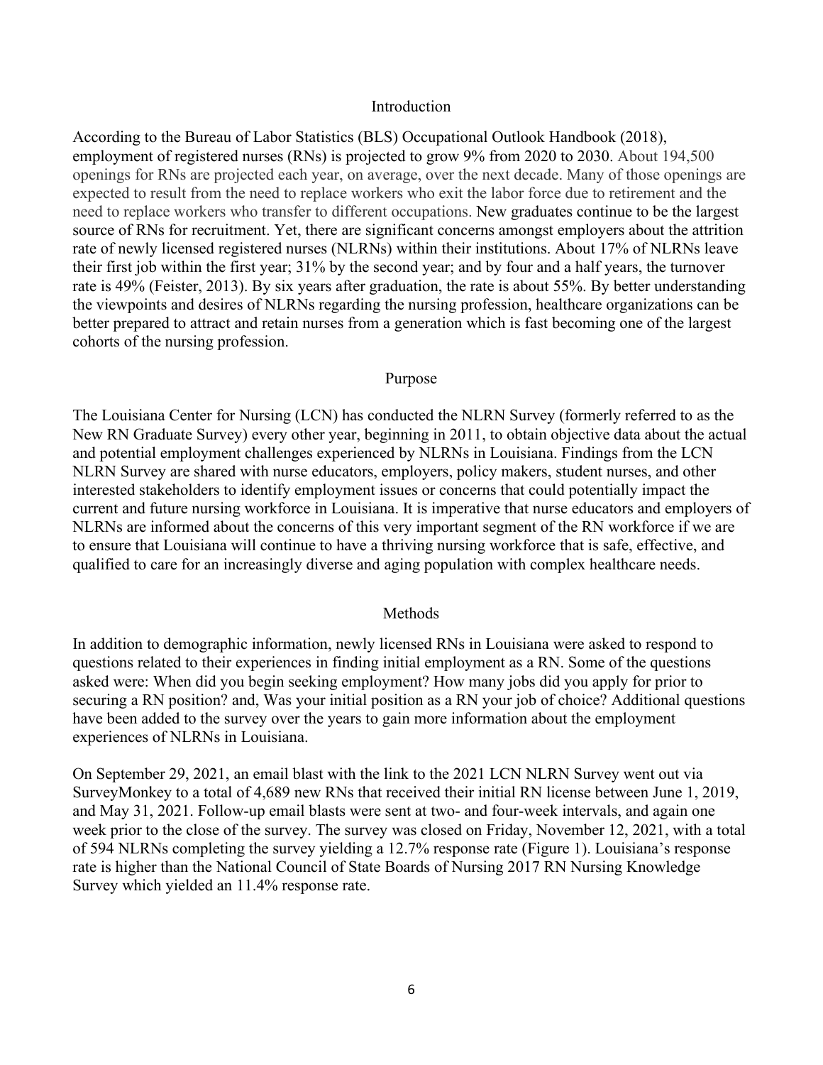## Introduction

According to the Bureau of Labor Statistics (BLS) Occupational Outlook Handbook (2018), employment of registered nurses (RNs) is projected to grow 9% from 2020 to 2030. About 194,500 openings for RNs are projected each year, on average, over the next decade. Many of those openings are expected to result from the need to replace workers who exit the labor force due to retirement and the need to replace workers who transfer to different occupations. New graduates continue to be the largest source of RNs for recruitment. Yet, there are significant concerns amongst employers about the attrition rate of newly licensed registered nurses (NLRNs) within their institutions. About 17% of NLRNs leave their first job within the first year; 31% by the second year; and by four and a half years, the turnover rate is 49% (Feister, 2013). By six years after graduation, the rate is about 55%. By better understanding the viewpoints and desires of NLRNs regarding the nursing profession, healthcare organizations can be better prepared to attract and retain nurses from a generation which is fast becoming one of the largest cohorts of the nursing profession.

## Purpose

The Louisiana Center for Nursing (LCN) has conducted the NLRN Survey (formerly referred to as the New RN Graduate Survey) every other year, beginning in 2011, to obtain objective data about the actual and potential employment challenges experienced by NLRNs in Louisiana. Findings from the LCN NLRN Survey are shared with nurse educators, employers, policy makers, student nurses, and other interested stakeholders to identify employment issues or concerns that could potentially impact the current and future nursing workforce in Louisiana. It is imperative that nurse educators and employers of NLRNs are informed about the concerns of this very important segment of the RN workforce if we are to ensure that Louisiana will continue to have a thriving nursing workforce that is safe, effective, and qualified to care for an increasingly diverse and aging population with complex healthcare needs.

## Methods

In addition to demographic information, newly licensed RNs in Louisiana were asked to respond to questions related to their experiences in finding initial employment as a RN. Some of the questions asked were: When did you begin seeking employment? How many jobs did you apply for prior to securing a RN position? and, Was your initial position as a RN your job of choice? Additional questions have been added to the survey over the years to gain more information about the employment experiences of NLRNs in Louisiana.

On September 29, 2021, an email blast with the link to the 2021 LCN NLRN Survey went out via SurveyMonkey to a total of 4,689 new RNs that received their initial RN license between June 1, 2019, and May 31, 2021. Follow-up email blasts were sent at two- and four-week intervals, and again one week prior to the close of the survey. The survey was closed on Friday, November 12, 2021, with a total of 594 NLRNs completing the survey yielding a 12.7% response rate (Figure 1). Louisiana's response rate is higher than the National Council of State Boards of Nursing 2017 RN Nursing Knowledge Survey which yielded an 11.4% response rate.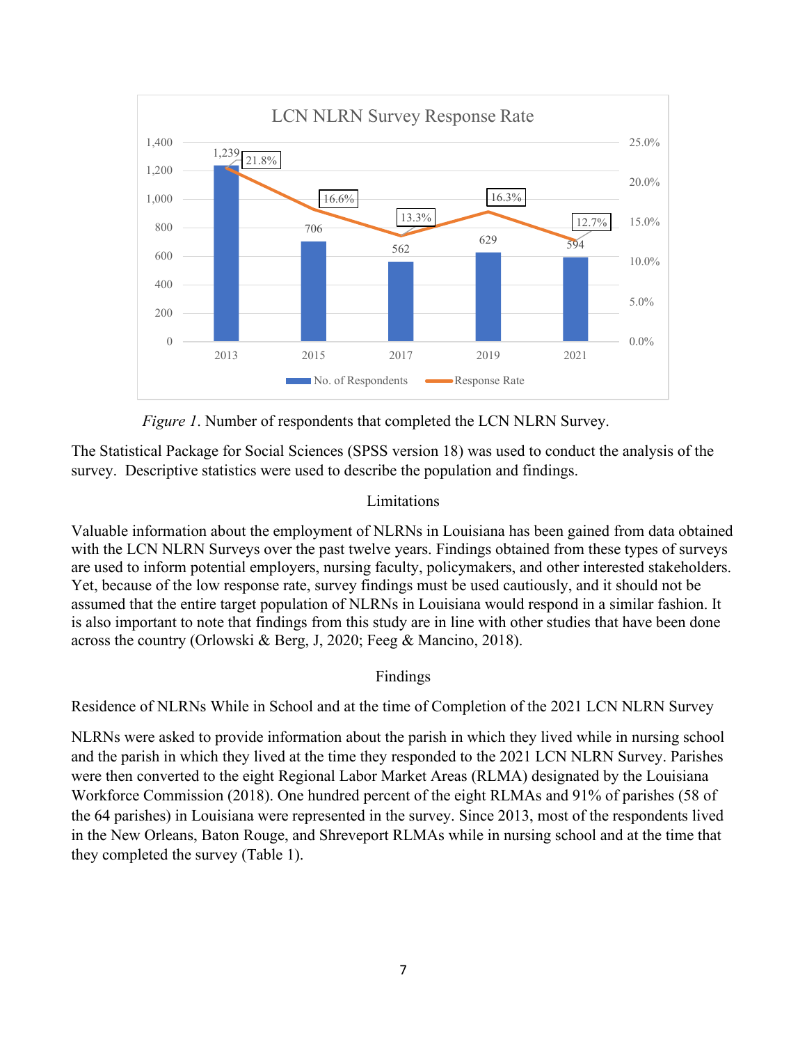LCN NLRN Survey Response Rate

| Year | No. of Respondents | Response Rate |
|---|---|---|
| 2013 | 1,239 | 21.8% |
| 2015 | 706 | 16.6% |
| 2017 | 562 | 13.3% |
| 2019 | 629 | 16.3% |
| 2021 | 594 | 12.7% |

*Figure 1*. Number of respondents that completed the LCN NLRN Survey.

The Statistical Package for Social Sciences (SPSS version 18) was used to conduct the analysis of the survey. Descriptive statistics were used to describe the population and findings.

## Limitations

Valuable information about the employment of NLRNs in Louisiana has been gained from data obtained with the LCN NLRN Surveys over the past twelve years. Findings obtained from these types of surveys are used to inform potential employers, nursing faculty, policymakers, and other interested stakeholders. Yet, because of the low response rate, survey findings must be used cautiously, and it should not be assumed that the entire target population of NLRNs in Louisiana would respond in a similar fashion. It is also important to note that findings from this study are in line with other studies that have been done across the country (Orlowski & Berg, J, 2020; Feeg & Mancino, 2018).

## Findings

### Residence of NLRNs While in School and at the time of Completion of the 2021 LCN NLRN Survey

NLRNs were asked to provide information about the parish in which they lived while in nursing school and the parish in which they lived at the time they responded to the 2021 LCN NLRN Survey. Parishes were then converted to the eight Regional Labor Market Areas (RLMA) designated by the Louisiana Workforce Commission (2018). One hundred percent of the eight RLMAs and 91% of parishes (58 of the 64 parishes) in Louisiana were represented in the survey. Since 2013, most of the respondents lived in the New Orleans, Baton Rouge, and Shreveport RLMAs while in nursing school and at the time that they completed the survey (Table 1).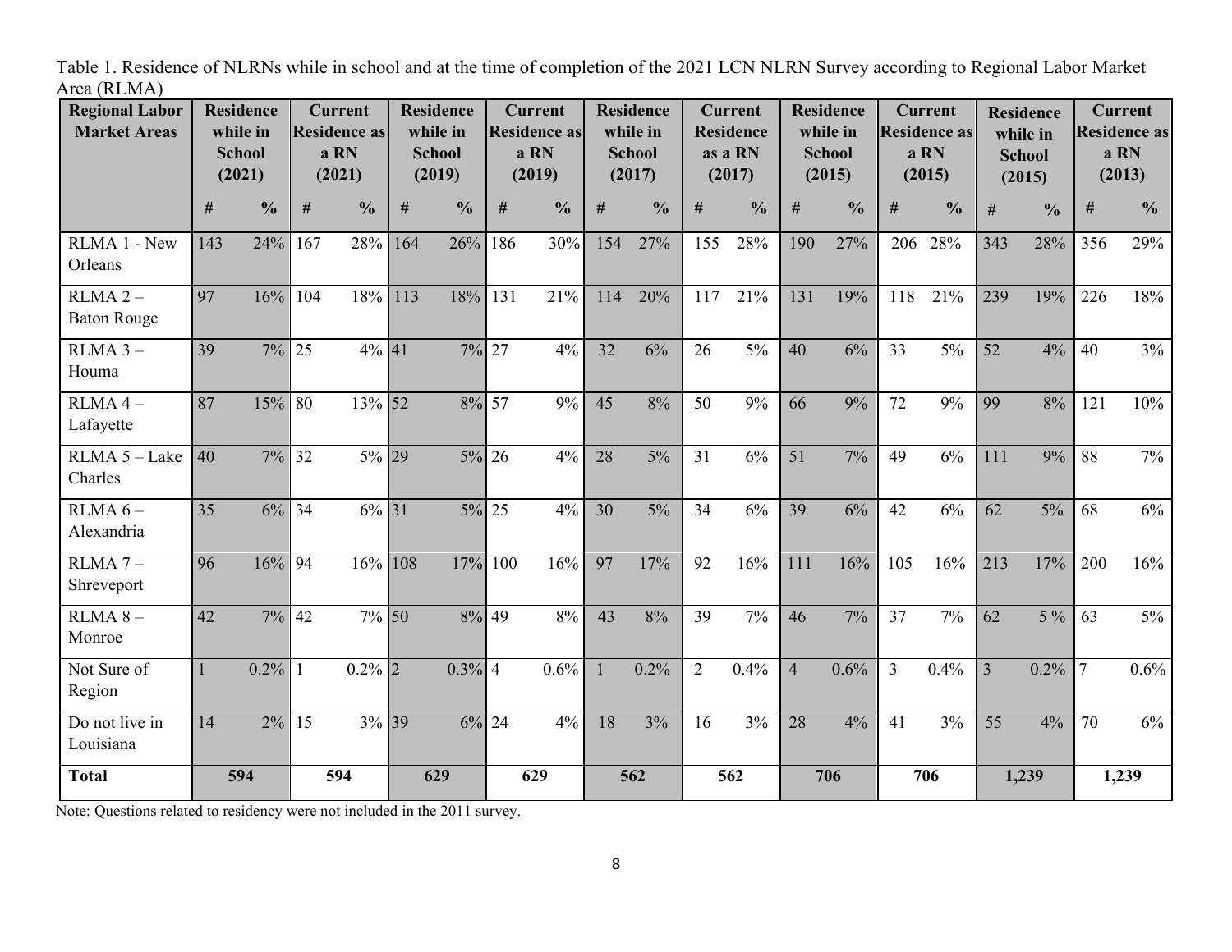Table 1. Residence of NLRNs while in school and at the time of completion of the 2021 LCN NLRN Survey according to Regional Labor Market Area (RLMA)

| Regional Labor Market Areas | Residence while in School (2021) | | Current Residence as a RN (2021) | | Residence while in School (2019) | | Current Residence as a RN (2019) | | Residence while in School (2017) | | Current Residence as a RN (2017) | | Residence while in School (2015) | | Current Residence as a RN (2015) | | Residence while in School (2015) | | Current Residence as a RN (2013) | |
|---|---|---|---|---|---|---|---|---|---|---|---|---|---|---|---|---|---|---|---|---|
| | # | % | # | % | # | % | # | % | # | % | # | % | # | % | # | % | # | % | # | % |
| RLMA 1 - New Orleans | 143 | 24% | 167 | 28% | 164 | 26% | 186 | 30% | 154 | 27% | 155 | 28% | 190 | 27% | 206 | 28% | 343 | 28% | 356 | 29% |
| RLMA 2 – Baton Rouge | 97 | 16% | 104 | 18% | 113 | 18% | 131 | 21% | 114 | 20% | 117 | 21% | 131 | 19% | 118 | 21% | 239 | 19% | 226 | 18% |
| RLMA 3 – Houma | 39 | 7% | 25 | 4% | 41 | 7% | 27 | 4% | 32 | 6% | 26 | 5% | 40 | 6% | 33 | 5% | 52 | 4% | 40 | 3% |
| RLMA 4 – Lafayette | 87 | 15% | 80 | 13% | 52 | 8% | 57 | 9% | 45 | 8% | 50 | 9% | 66 | 9% | 72 | 9% | 99 | 8% | 121 | 10% |
| RLMA 5 – Lake Charles | 40 | 7% | 32 | 5% | 29 | 5% | 26 | 4% | 28 | 5% | 31 | 6% | 51 | 7% | 49 | 6% | 111 | 9% | 88 | 7% |
| RLMA 6 – Alexandria | 35 | 6% | 34 | 6% | 31 | 5% | 25 | 4% | 30 | 5% | 34 | 6% | 39 | 6% | 42 | 6% | 62 | 5% | 68 | 6% |
| RLMA 7 – Shreveport | 96 | 16% | 94 | 16% | 108 | 17% | 100 | 16% | 97 | 17% | 92 | 16% | 111 | 16% | 105 | 16% | 213 | 17% | 200 | 16% |
| RLMA 8 – Monroe | 42 | 7% | 42 | 7% | 50 | 8% | 49 | 8% | 43 | 8% | 39 | 7% | 46 | 7% | 37 | 7% | 62 | 5 % | 63 | 5% |
| Not Sure of Region | 1 | 0.2% | 1 | 0.2% | 2 | 0.3% | 4 | 0.6% | 1 | 0.2% | 2 | 0.4% | 4 | 0.6% | 3 | 0.4% | 3 | 0.2% | 7 | 0.6% |
| Do not live in Louisiana | 14 | 2% | 15 | 3% | 39 | 6% | 24 | 4% | 18 | 3% | 16 | 3% | 28 | 4% | 41 | 3% | 55 | 4% | 70 | 6% |
| **Total** | **594** | | **594** | | **629** | | **629** | | **562** | | **562** | | **706** | | **706** | | **1,239** | | **1,239** | |

Note: Questions related to residency were not included in the 2011 survey.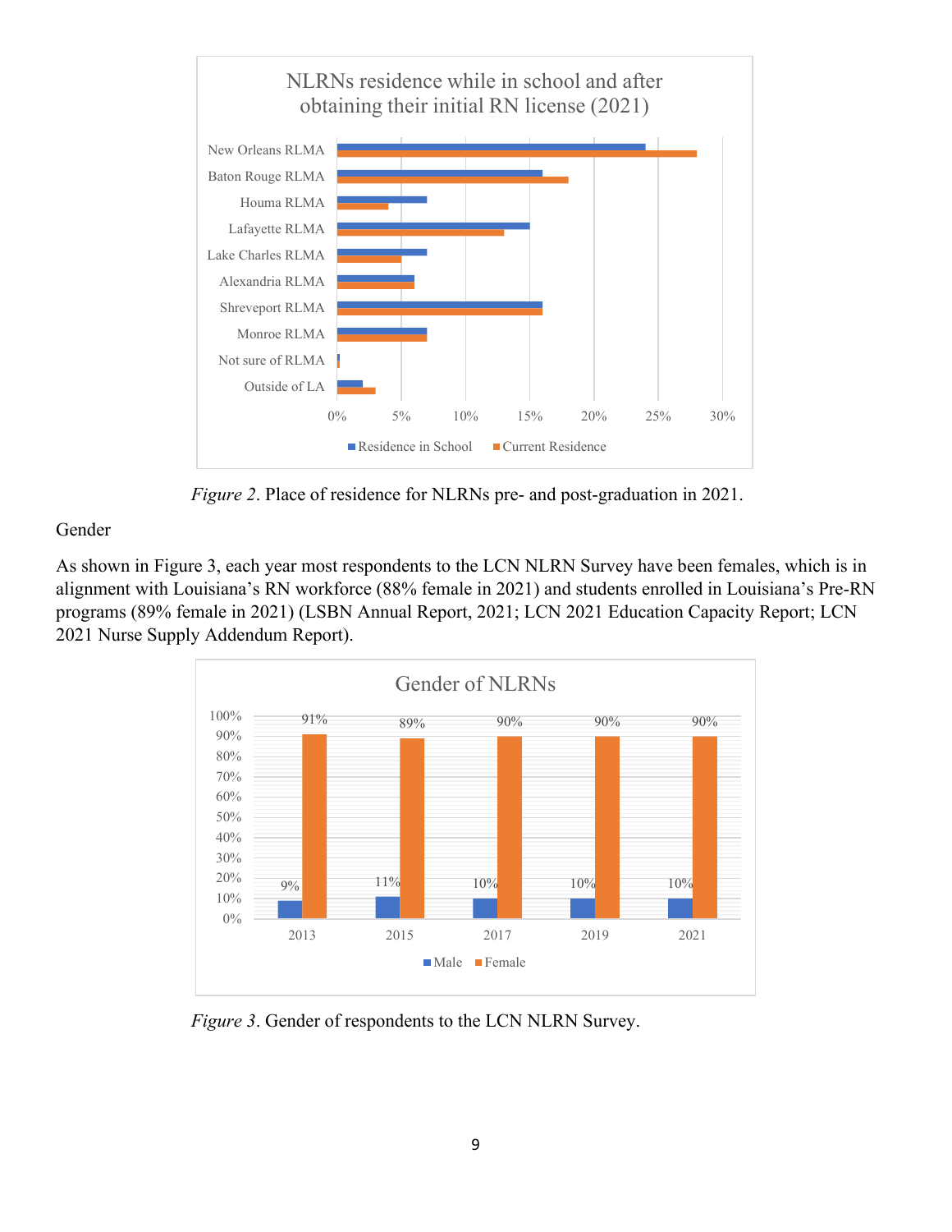*Figure 2*. Place of residence for NLRNs pre- and post-graduation in 2021.

Gender

As shown in Figure 3, each year most respondents to the LCN NLRN Survey have been females, which is in alignment with Louisiana's RN workforce (88% female in 2021) and students enrolled in Louisiana's Pre-RN programs (89% female in 2021) (LSBN Annual Report, 2021; LCN 2021 Education Capacity Report; LCN 2021 Nurse Supply Addendum Report).

*Figure 3*. Gender of respondents to the LCN NLRN Survey.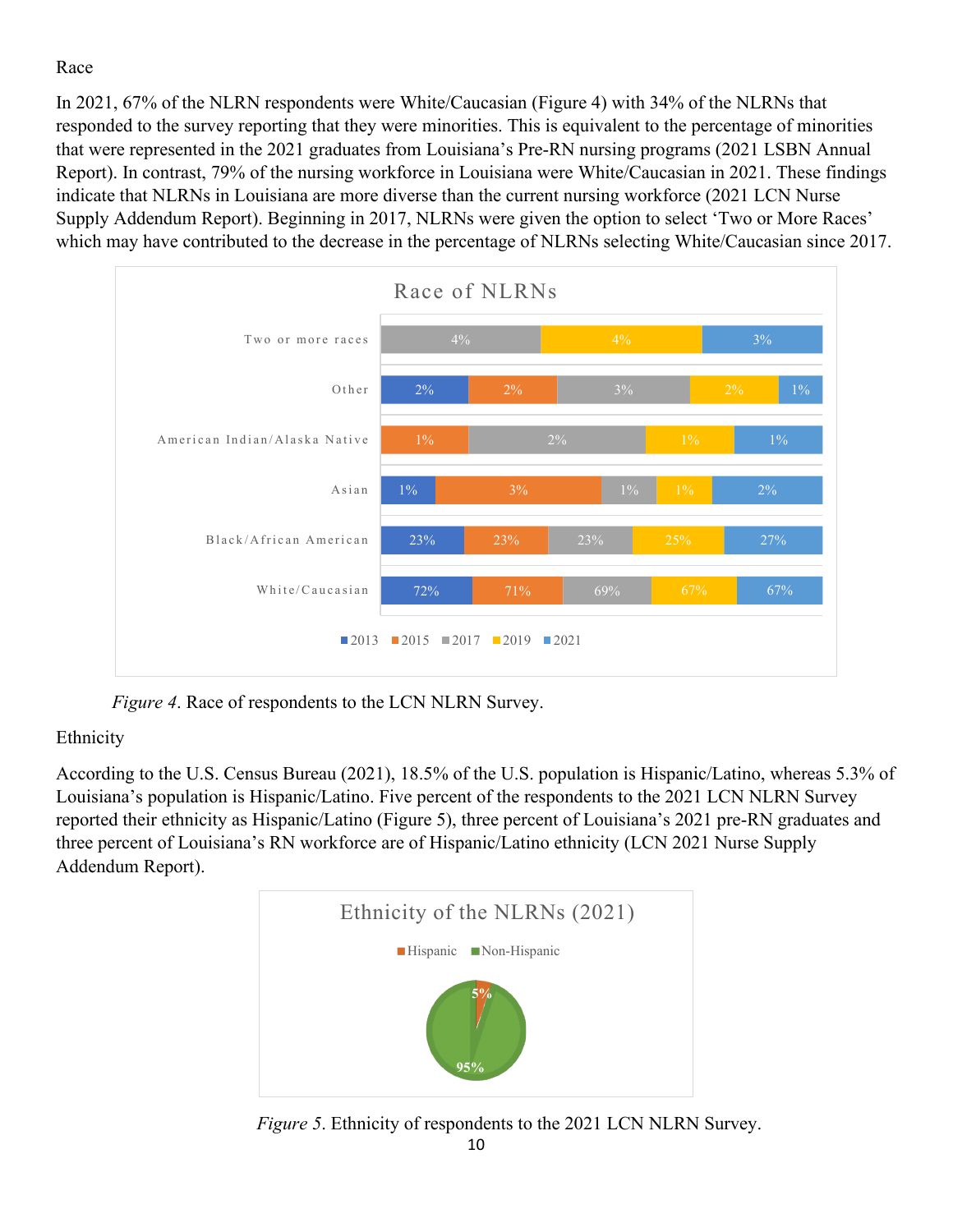Race

In 2021, 67% of the NLRN respondents were White/Caucasian (Figure 4) with 34% of the NLRNs that responded to the survey reporting that they were minorities. This is equivalent to the percentage of minorities that were represented in the 2021 graduates from Louisiana's Pre-RN nursing programs (2021 LSBN Annual Report). In contrast, 79% of the nursing workforce in Louisiana were White/Caucasian in 2021. These findings indicate that NLRNs in Louisiana are more diverse than the current nursing workforce (2021 LCN Nurse Supply Addendum Report). Beginning in 2017, NLRNs were given the option to select 'Two or More Races' which may have contributed to the decrease in the percentage of NLRNs selecting White/Caucasian since 2017.

**Race of NLRNs**

| Race | 2013 | 2015 | 2017 | 2019 | 2021 |
|---|---|---|---|---|---|
| Two or more races | | | 4% | 4% | 3% |
| Other | 2% | 2% | 3% | 2% | 1% |
| American Indian/Alaska Native | | 1% | 2% | 1% | 1% |
| Asian | 1% | 3% | 1% | 1% | 2% |
| Black/African American | 23% | 23% | 23% | 25% | 27% |
| White/Caucasian | 72% | 71% | 69% | 67% | 67% |

*Figure 4*. Race of respondents to the LCN NLRN Survey.

Ethnicity

According to the U.S. Census Bureau (2021), 18.5% of the U.S. population is Hispanic/Latino, whereas 5.3% of Louisiana's population is Hispanic/Latino. Five percent of the respondents to the 2021 LCN NLRN Survey reported their ethnicity as Hispanic/Latino (Figure 5), three percent of Louisiana's 2021 pre-RN graduates and three percent of Louisiana's RN workforce are of Hispanic/Latino ethnicity (LCN 2021 Nurse Supply Addendum Report).

**Ethnicity of the NLRNs (2021)**

| Ethnicity | Percent |
|---|---|
| Hispanic | 5% |
| Non-Hispanic | 95% |

*Figure 5*. Ethnicity of respondents to the 2021 LCN NLRN Survey.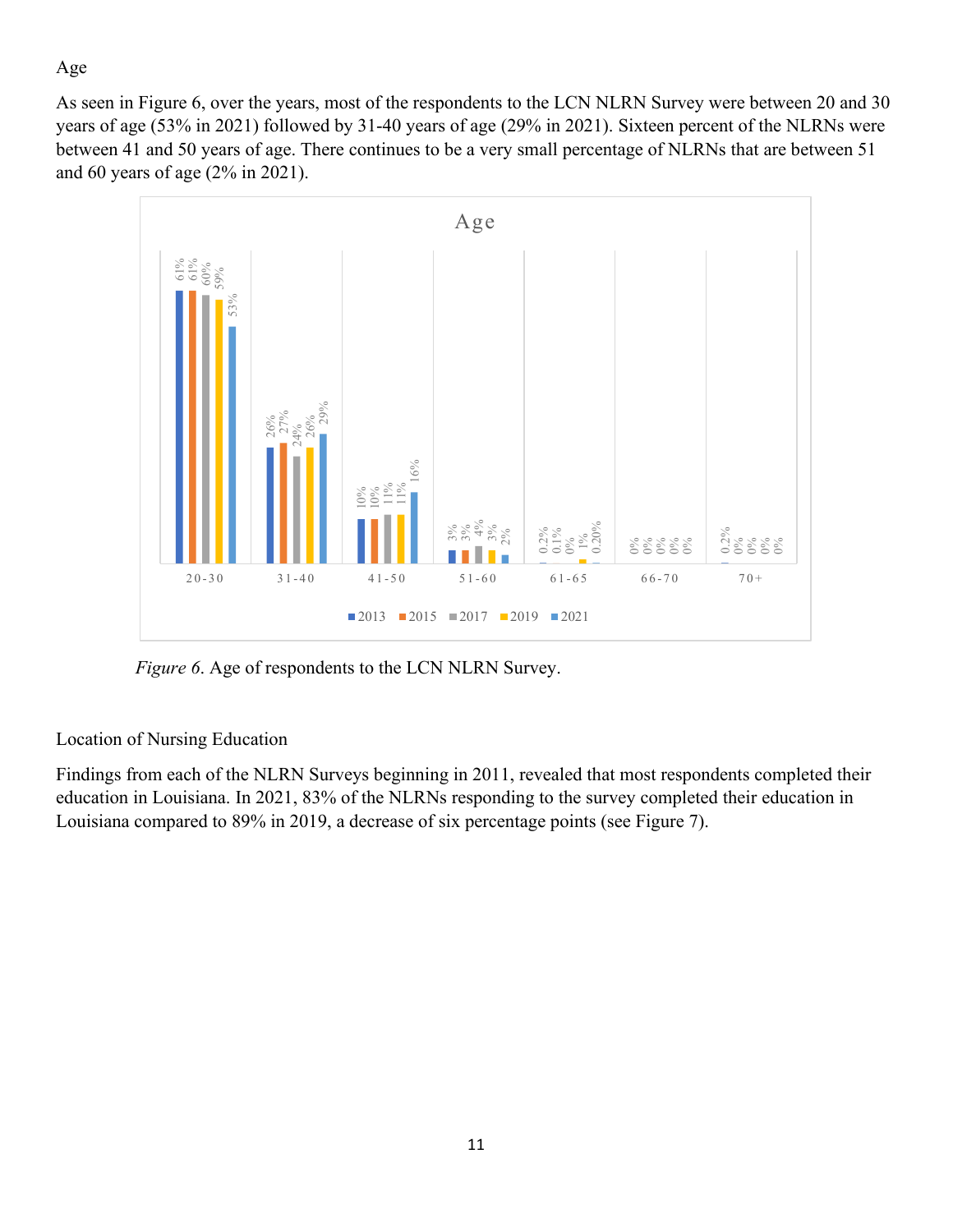## Age

As seen in Figure 6, over the years, most of the respondents to the LCN NLRN Survey were between 20 and 30 years of age (53% in 2021) followed by 31-40 years of age (29% in 2021). Sixteen percent of the NLRNs were between 41 and 50 years of age. There continues to be a very small percentage of NLRNs that are between 51 and 60 years of age (2% in 2021).

| Age | 2013 | 2015 | 2017 | 2019 | 2021 |
|---|---|---|---|---|---|
| 20-30 | 61% | 61% | 60% | 59% | 53% |
| 31-40 | 26% | 27% | 24% | 26% | 29% |
| 41-50 | 10% | 10% | 11% | 11% | 16% |
| 51-60 | 3% | 3% | 4% | 3% | 2% |
| 61-65 | 0.2% | 0.1% | 0% | 1% | 0.20% |
| 66-70 | 0% | 0% | 0% | 0% | 0% |
| 70+ | 0.2% | 0% | 0% | 0% | 0% |

*Figure 6*. Age of respondents to the LCN NLRN Survey.

## Location of Nursing Education

Findings from each of the NLRN Surveys beginning in 2011, revealed that most respondents completed their education in Louisiana. In 2021, 83% of the NLRNs responding to the survey completed their education in Louisiana compared to 89% in 2019, a decrease of six percentage points (see Figure 7).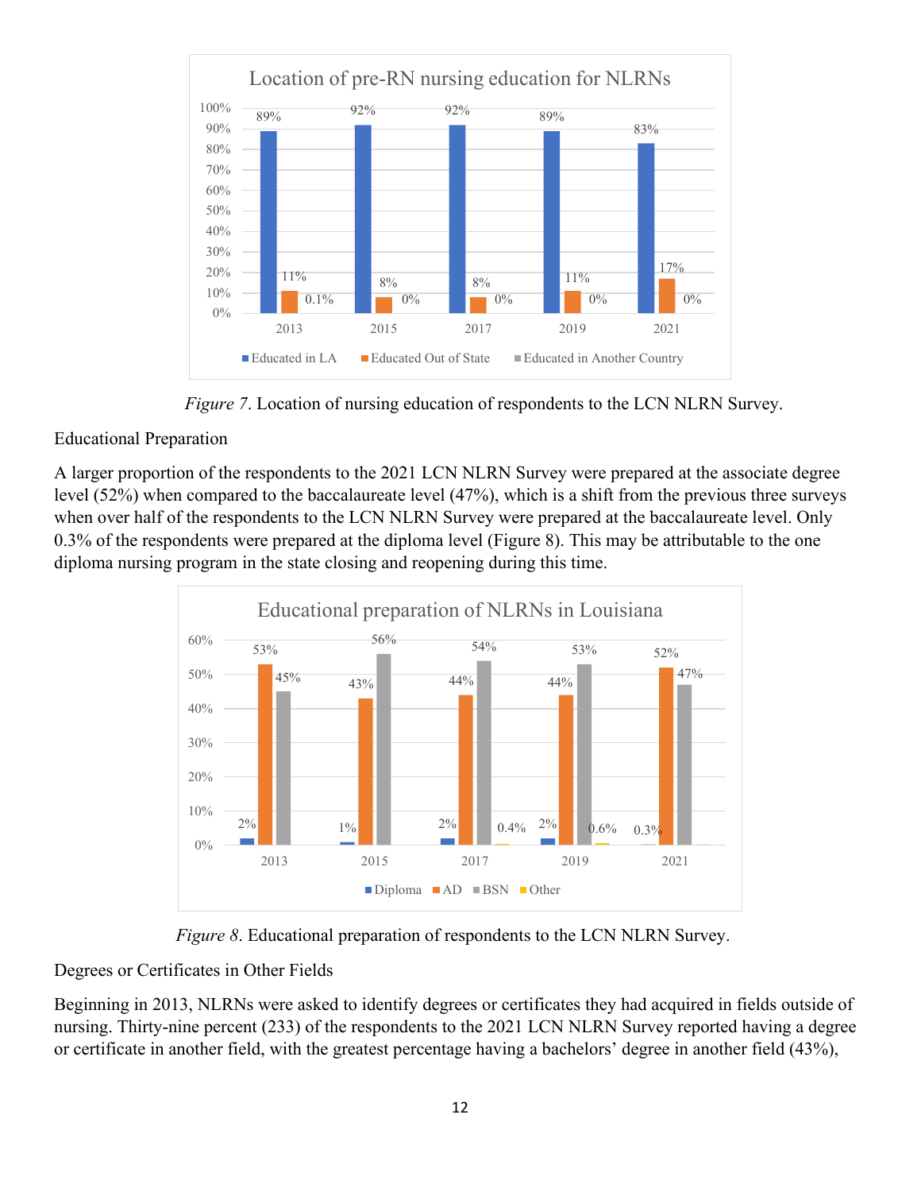Figure 7. Location of nursing education of respondents to the LCN NLRN Survey.

Educational Preparation

A larger proportion of the respondents to the 2021 LCN NLRN Survey were prepared at the associate degree level (52%) when compared to the baccalaureate level (47%), which is a shift from the previous three surveys when over half of the respondents to the LCN NLRN Survey were prepared at the baccalaureate level. Only 0.3% of the respondents were prepared at the diploma level (Figure 8). This may be attributable to the one diploma nursing program in the state closing and reopening during this time.

Figure 8. Educational preparation of respondents to the LCN NLRN Survey.

Degrees or Certificates in Other Fields

Beginning in 2013, NLRNs were asked to identify degrees or certificates they had acquired in fields outside of nursing. Thirty-nine percent (233) of the respondents to the 2021 LCN NLRN Survey reported having a degree or certificate in another field, with the greatest percentage having a bachelors' degree in another field (43%),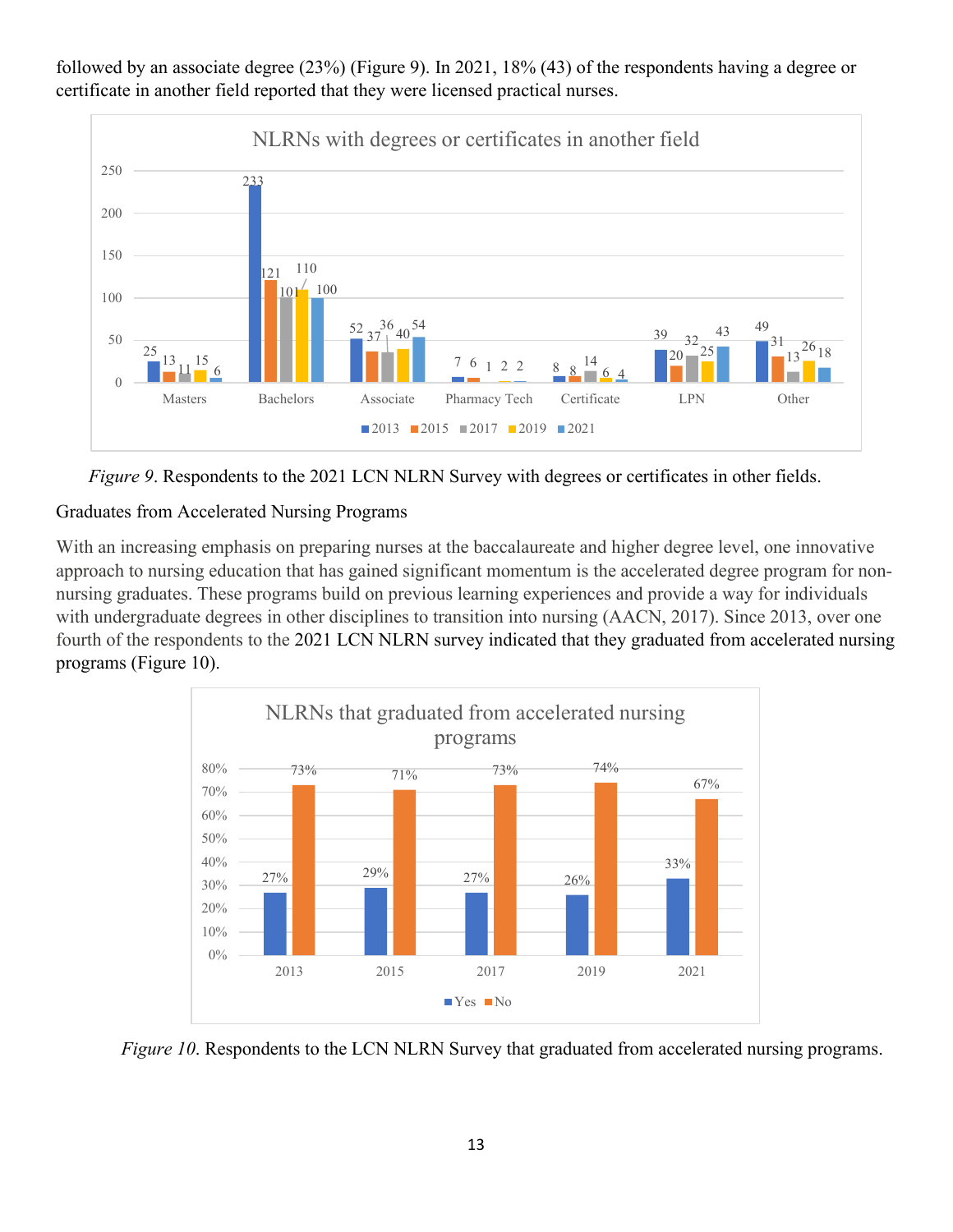followed by an associate degree (23%) (Figure 9). In 2021, 18% (43) of the respondents having a degree or certificate in another field reported that they were licensed practical nurses.

| | 2013 | 2015 | 2017 | 2019 | 2021 |
|---|---|---|---|---|---|
| Masters | 25 | 13 | 11 | 15 | 6 |
| Bachelors | 233 | 121 | 101 | 110 | 100 |
| Associate | 52 | 37 | 36 | 40 | 54 |
| Pharmacy Tech | 7 | 6 | 1 | 2 | 2 |
| Certificate | 8 | 8 | 14 | 6 | 4 |
| LPN | 39 | 20 | 32 | 25 | 43 |
| Other | 49 | 31 | 13 | 26 | 18 |

*Figure 9*. Respondents to the 2021 LCN NLRN Survey with degrees or certificates in other fields.

### Graduates from Accelerated Nursing Programs

With an increasing emphasis on preparing nurses at the baccalaureate and higher degree level, one innovative approach to nursing education that has gained significant momentum is the accelerated degree program for non-nursing graduates. These programs build on previous learning experiences and provide a way for individuals with undergraduate degrees in other disciplines to transition into nursing (AACN, 2017). Since 2013, over one fourth of the respondents to the 2021 LCN NLRN survey indicated that they graduated from accelerated nursing programs (Figure 10).

| | 2013 | 2015 | 2017 | 2019 | 2021 |
|---|---|---|---|---|---|
| Yes | 27% | 29% | 27% | 26% | 33% |
| No | 73% | 71% | 73% | 74% | 67% |

*Figure 10*. Respondents to the LCN NLRN Survey that graduated from accelerated nursing programs.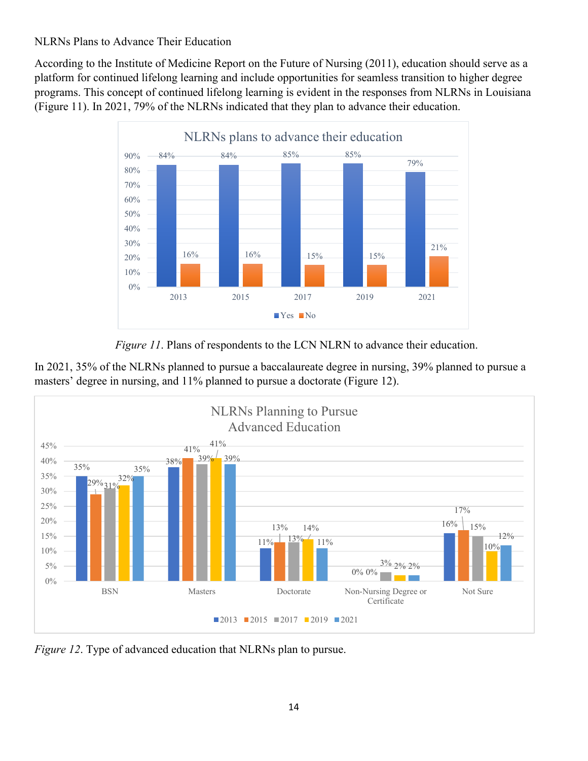NLRNs Plans to Advance Their Education

According to the Institute of Medicine Report on the Future of Nursing (2011), education should serve as a platform for continued lifelong learning and include opportunities for seamless transition to higher degree programs. This concept of continued lifelong learning is evident in the responses from NLRNs in Louisiana (Figure 11). In 2021, 79% of the NLRNs indicated that they plan to advance their education.

*Figure 11*. Plans of respondents to the LCN NLRN to advance their education.

In 2021, 35% of the NLRNs planned to pursue a baccalaureate degree in nursing, 39% planned to pursue a masters' degree in nursing, and 11% planned to pursue a doctorate (Figure 12).

*Figure 12*. Type of advanced education that NLRNs plan to pursue.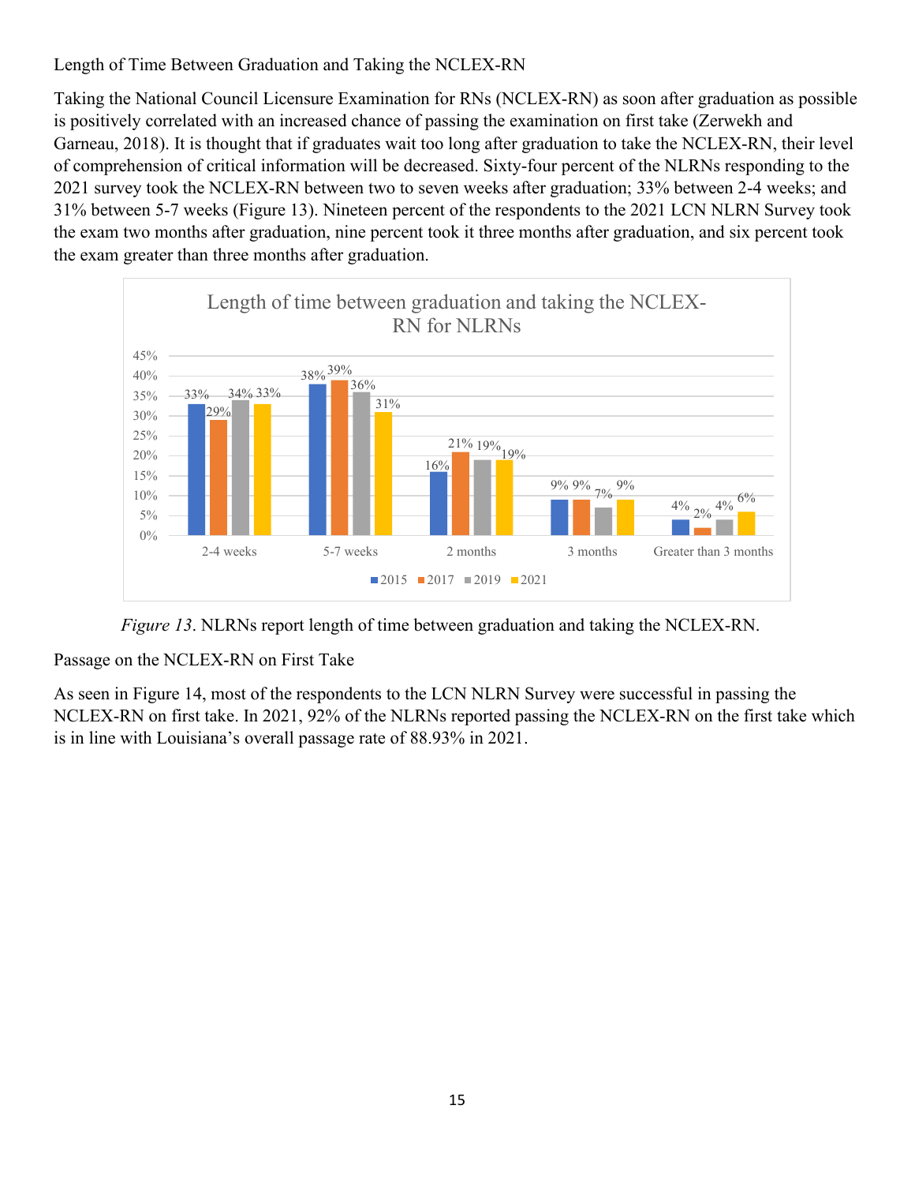Length of Time Between Graduation and Taking the NCLEX-RN

Taking the National Council Licensure Examination for RNs (NCLEX-RN) as soon after graduation as possible is positively correlated with an increased chance of passing the examination on first take (Zerwekh and Garneau, 2018). It is thought that if graduates wait too long after graduation to take the NCLEX-RN, their level of comprehension of critical information will be decreased. Sixty-four percent of the NLRNs responding to the 2021 survey took the NCLEX-RN between two to seven weeks after graduation; 33% between 2-4 weeks; and 31% between 5-7 weeks (Figure 13). Nineteen percent of the respondents to the 2021 LCN NLRN Survey took the exam two months after graduation, nine percent took it three months after graduation, and six percent took the exam greater than three months after graduation.

Length of time between graduation and taking the NCLEX-RN for NLRNs

| | 2015 | 2017 | 2019 | 2021 |
|---|---|---|---|---|
| 2-4 weeks | 33% | 29% | 34% | 33% |
| 5-7 weeks | 38% | 39% | 36% | 31% |
| 2 months | 16% | 21% | 19% | 19% |
| 3 months | 9% | 9% | 7% | 9% |
| Greater than 3 months | 4% | 2% | 4% | 6% |

*Figure 13*. NLRNs report length of time between graduation and taking the NCLEX-RN.

Passage on the NCLEX-RN on First Take

As seen in Figure 14, most of the respondents to the LCN NLRN Survey were successful in passing the NCLEX-RN on first take. In 2021, 92% of the NLRNs reported passing the NCLEX-RN on the first take which is in line with Louisiana's overall passage rate of 88.93% in 2021.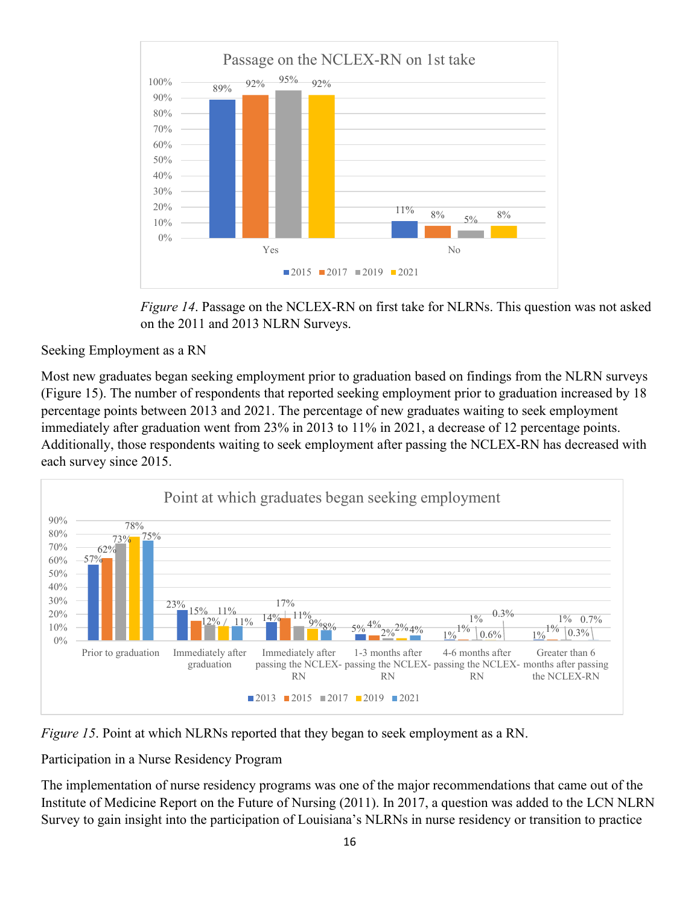Passage on the NCLEX-RN on 1st take

| | 2015 | 2017 | 2019 | 2021 |
|---|---|---|---|---|
| Yes | 89% | 92% | 95% | 92% |
| No | 11% | 8% | 5% | 8% |

*Figure 14*. Passage on the NCLEX-RN on first take for NLRNs. This question was not asked on the 2011 and 2013 NLRN Surveys.

Seeking Employment as a RN

Most new graduates began seeking employment prior to graduation based on findings from the NLRN surveys (Figure 15). The number of respondents that reported seeking employment prior to graduation increased by 18 percentage points between 2013 and 2021. The percentage of new graduates waiting to seek employment immediately after graduation went from 23% in 2013 to 11% in 2021, a decrease of 12 percentage points. Additionally, those respondents waiting to seek employment after passing the NCLEX-RN has decreased with each survey since 2015.

Point at which graduates began seeking employment

| | 2013 | 2015 | 2017 | 2019 | 2021 |
|---|---|---|---|---|---|
| Prior to graduation | 57% | 62% | 73% | 78% | 75% |
| Immediately after graduation | 23% | 15% | 12% | 11% | 11% |
| Immediately after passing the NCLEX-RN | 14% | 17% | 11% | 9% | 8% |
| 1-3 months after passing the NCLEX-RN | 5% | 4% | 2% | 2% | 4% |
| 4-6 months after passing the NCLEX-RN | 1% | 1% | 1% | 0.3% | 0.6% |
| Greater than 6 months after passing the NCLEX-RN | 1% | 1% | 1% | 0.7% | 0.3% |

*Figure 15*. Point at which NLRNs reported that they began to seek employment as a RN.

Participation in a Nurse Residency Program

The implementation of nurse residency programs was one of the major recommendations that came out of the Institute of Medicine Report on the Future of Nursing (2011). In 2017, a question was added to the LCN NLRN Survey to gain insight into the participation of Louisiana's NLRNs in nurse residency or transition to practice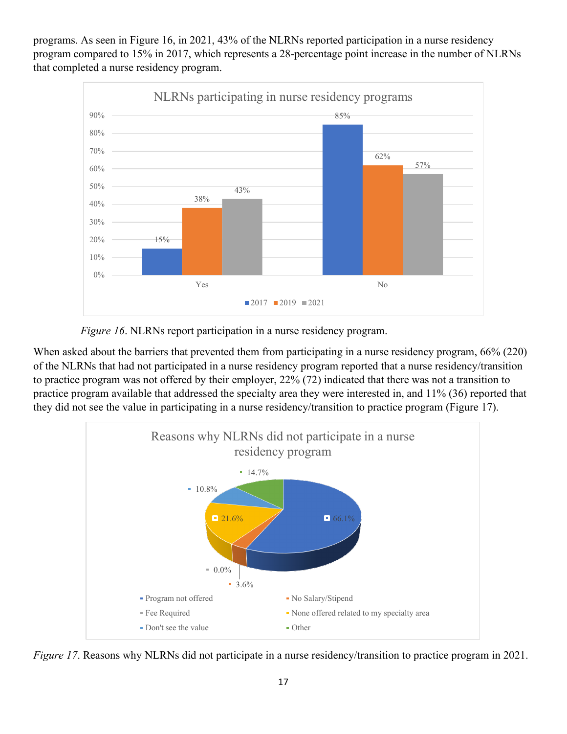programs. As seen in Figure 16, in 2021, 43% of the NLRNs reported participation in a nurse residency program compared to 15% in 2017, which represents a 28-percentage point increase in the number of NLRNs that completed a nurse residency program.

*Figure 16*. NLRNs report participation in a nurse residency program.

When asked about the barriers that prevented them from participating in a nurse residency program, 66% (220) of the NLRNs that had not participated in a nurse residency program reported that a nurse residency/transition to practice program was not offered by their employer, 22% (72) indicated that there was not a transition to practice program available that addressed the specialty area they were interested in, and 11% (36) reported that they did not see the value in participating in a nurse residency/transition to practice program (Figure 17).

*Figure 17*. Reasons why NLRNs did not participate in a nurse residency/transition to practice program in 2021.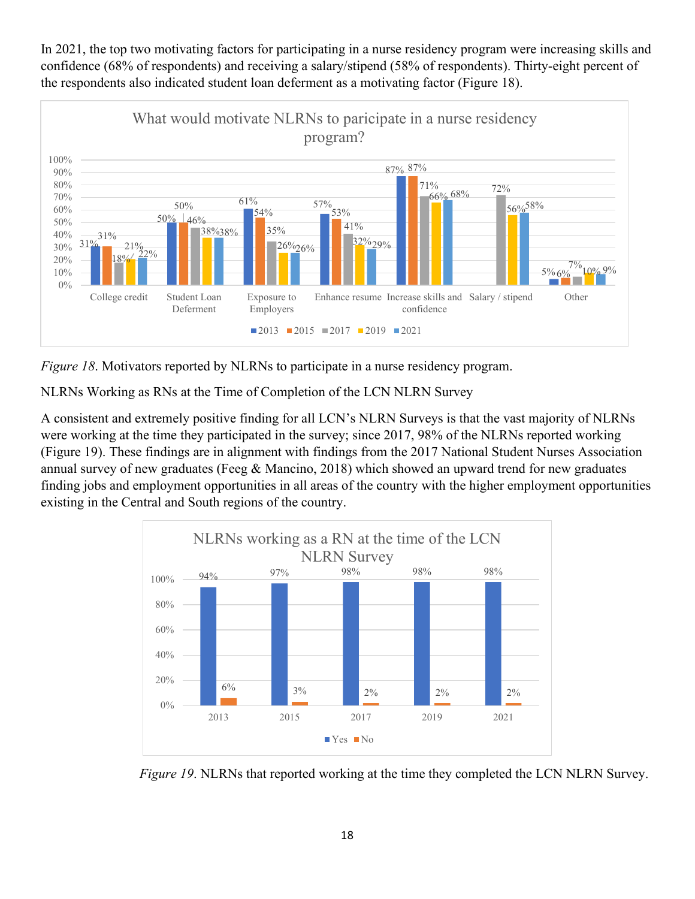In 2021, the top two motivating factors for participating in a nurse residency program were increasing skills and confidence (68% of respondents) and receiving a salary/stipend (58% of respondents). Thirty-eight percent of the respondents also indicated student loan deferment as a motivating factor (Figure 18).

What would motivate NLRNs to paricipate in a nurse residency program?

| | 2013 | 2015 | 2017 | 2019 | 2021 |
|---|---|---|---|---|---|
| College credit | 31% | 31% | 18% | 21% | 22% |
| Student Loan Deferment | 50% | 50% | 46% | 38% | 38% |
| Exposure to Employers | 61% | 54% | 35% | 26% | 26% |
| Enhance resume | 57% | 53% | 41% | 32% | 29% |
| Increase skills and confidence | 87% | 87% | 71% | 66% | 68% |
| Salary / stipend | | | 72% | 56% | 58% |
| Other | 5% | 6% | 7% | 10% | 9% |

*Figure 18*. Motivators reported by NLRNs to participate in a nurse residency program.

NLRNs Working as RNs at the Time of Completion of the LCN NLRN Survey

A consistent and extremely positive finding for all LCN's NLRN Surveys is that the vast majority of NLRNs were working at the time they participated in the survey; since 2017, 98% of the NLRNs reported working (Figure 19). These findings are in alignment with findings from the 2017 National Student Nurses Association annual survey of new graduates (Feeg & Mancino, 2018) which showed an upward trend for new graduates finding jobs and employment opportunities in all areas of the country with the higher employment opportunities existing in the Central and South regions of the country.

NLRNs working as a RN at the time of the LCN NLRN Survey

| | 2013 | 2015 | 2017 | 2019 | 2021 |
|---|---|---|---|---|---|
| Yes | 94% | 97% | 98% | 98% | 98% |
| No | 6% | 3% | 2% | 2% | 2% |

*Figure 19*. NLRNs that reported working at the time they completed the LCN NLRN Survey.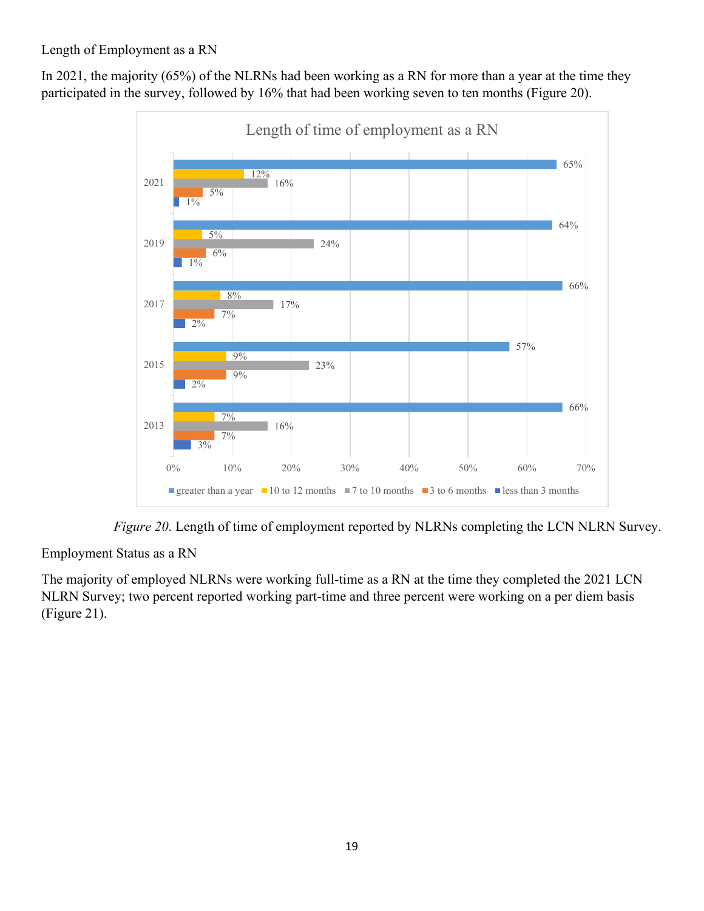Length of Employment as a RN

In 2021, the majority (65%) of the NLRNs had been working as a RN for more than a year at the time they participated in the survey, followed by 16% that had been working seven to ten months (Figure 20).

Length of time of employment as a RN

| Year | greater than a year | 10 to 12 months | 7 to 10 months | 3 to 6 months | less than 3 months |
| --- | --- | --- | --- | --- | --- |
| 2021 | 65% | 12% | 16% | 5% | 1% |
| 2019 | 64% | 5% | 24% | 6% | 1% |
| 2017 | 66% | 8% | 17% | 7% | 2% |
| 2015 | 57% | 9% | 23% | 9% | 2% |
| 2013 | 66% | 7% | 16% | 7% | 3% |

*Figure 20*. Length of time of employment reported by NLRNs completing the LCN NLRN Survey.

Employment Status as a RN

The majority of employed NLRNs were working full-time as a RN at the time they completed the 2021 LCN NLRN Survey; two percent reported working part-time and three percent were working on a per diem basis (Figure 21).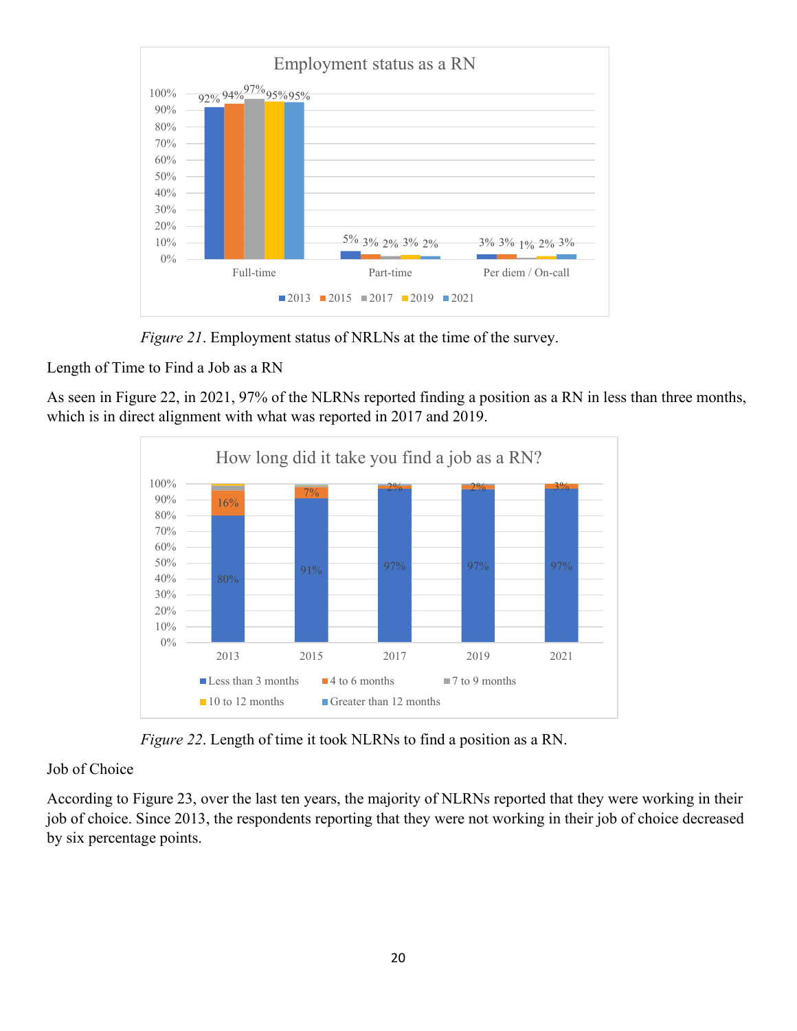*Figure 21*. Employment status of NRLNs at the time of the survey.

Length of Time to Find a Job as a RN

As seen in Figure 22, in 2021, 97% of the NLRNs reported finding a position as a RN in less than three months, which is in direct alignment with what was reported in 2017 and 2019.

*Figure 22*. Length of time it took NLRNs to find a position as a RN.

Job of Choice

According to Figure 23, over the last ten years, the majority of NLRNs reported that they were working in their job of choice. Since 2013, the respondents reporting that they were not working in their job of choice decreased by six percentage points.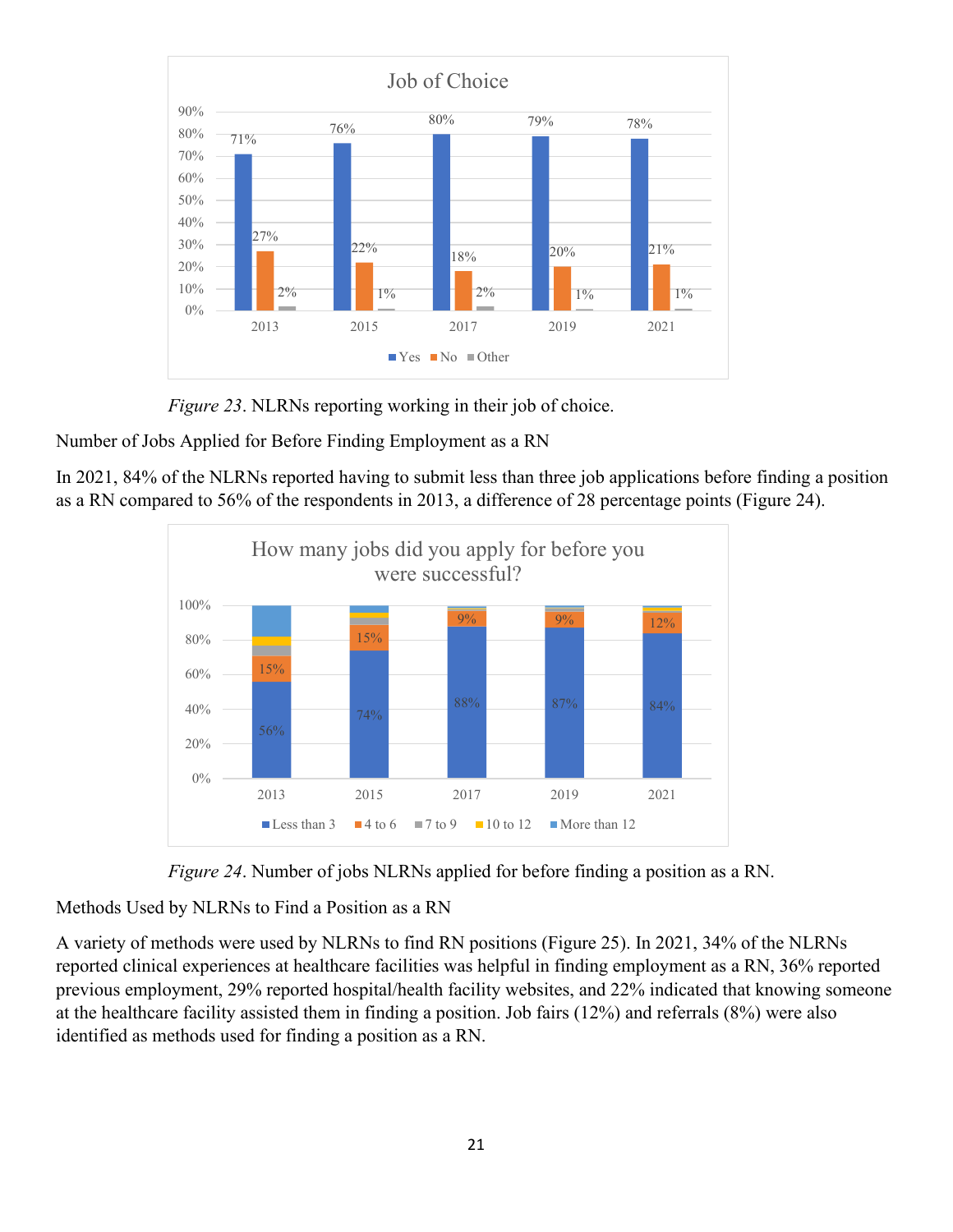Figure 23. NLRNs reporting working in their job of choice.

Number of Jobs Applied for Before Finding Employment as a RN

In 2021, 84% of the NLRNs reported having to submit less than three job applications before finding a position as a RN compared to 56% of the respondents in 2013, a difference of 28 percentage points (Figure 24).

*Figure 24*. Number of jobs NLRNs applied for before finding a position as a RN.

Methods Used by NLRNs to Find a Position as a RN

A variety of methods were used by NLRNs to find RN positions (Figure 25). In 2021, 34% of the NLRNs reported clinical experiences at healthcare facilities was helpful in finding employment as a RN, 36% reported previous employment, 29% reported hospital/health facility websites, and 22% indicated that knowing someone at the healthcare facility assisted them in finding a position. Job fairs (12%) and referrals (8%) were also identified as methods used for finding a position as a RN.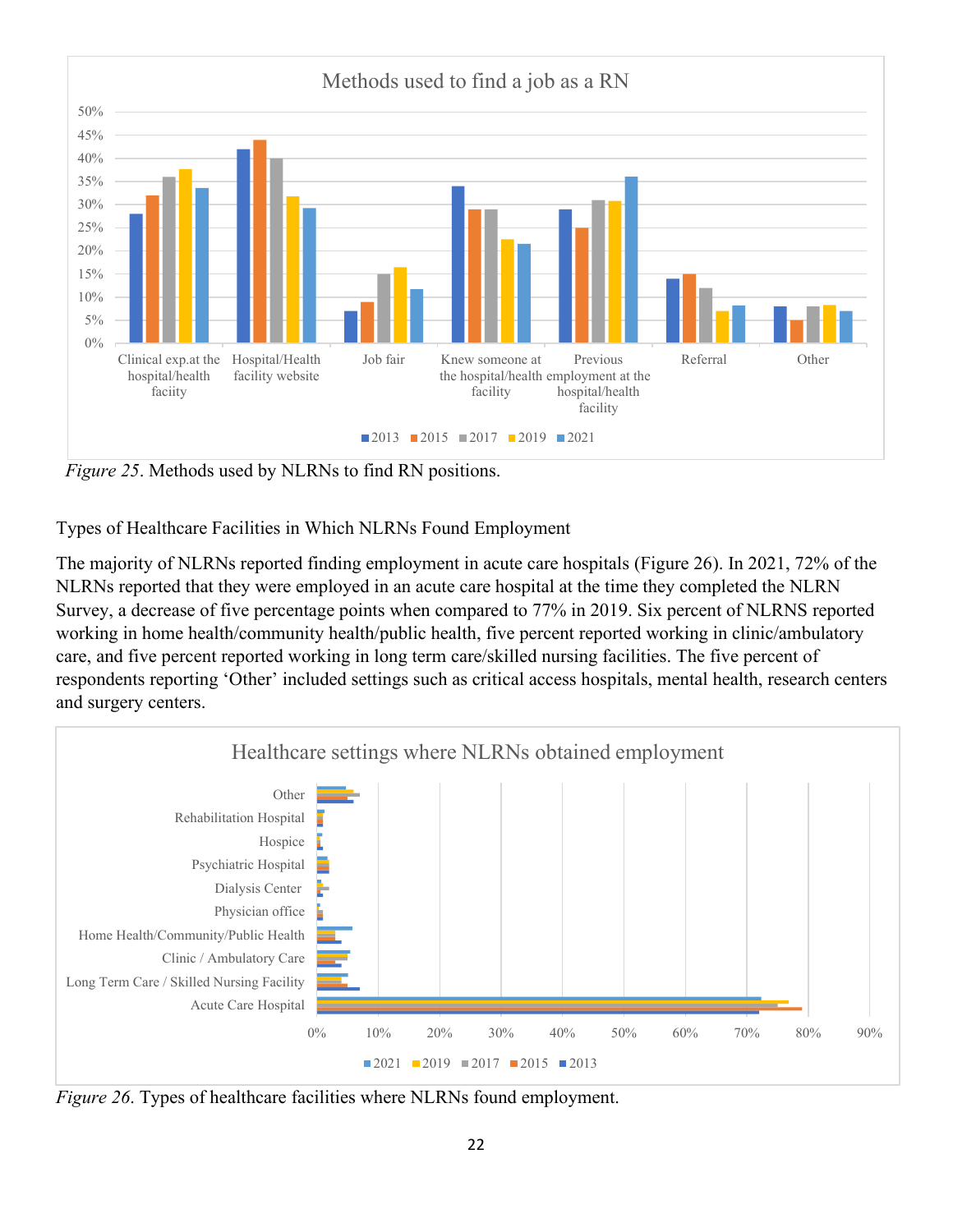*Figure 25*. Methods used by NLRNs to find RN positions.

Types of Healthcare Facilities in Which NLRNs Found Employment

The majority of NLRNs reported finding employment in acute care hospitals (Figure 26). In 2021, 72% of the NLRNs reported that they were employed in an acute care hospital at the time they completed the NLRN Survey, a decrease of five percentage points when compared to 77% in 2019. Six percent of NLRNS reported working in home health/community health/public health, five percent reported working in clinic/ambulatory care, and five percent reported working in long term care/skilled nursing facilities. The five percent of respondents reporting 'Other' included settings such as critical access hospitals, mental health, research centers and surgery centers.

*Figure 26*. Types of healthcare facilities where NLRNs found employment.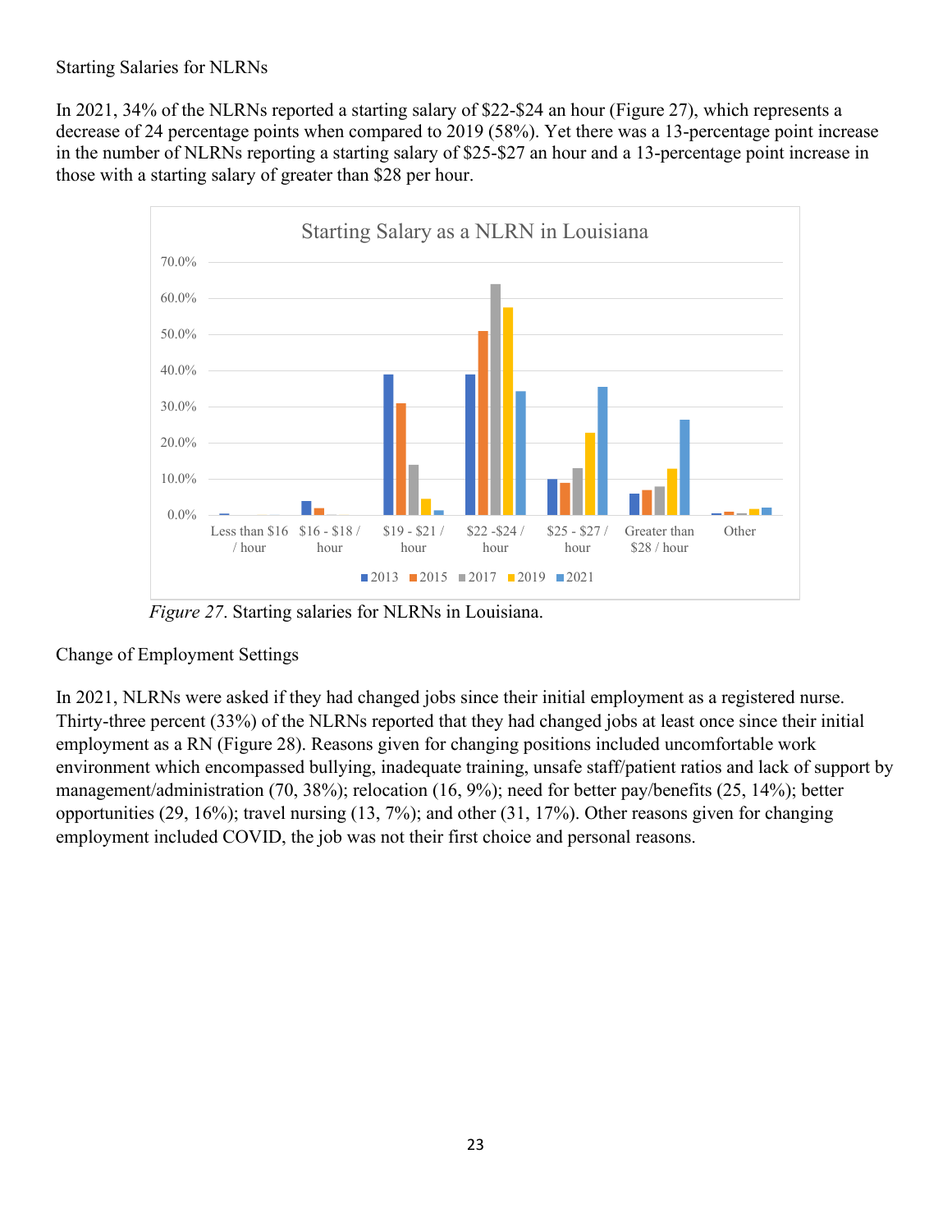Starting Salaries for NLRNs

In 2021, 34% of the NLRNs reported a starting salary of $22-$24 an hour (Figure 27), which represents a decrease of 24 percentage points when compared to 2019 (58%). Yet there was a 13-percentage point increase in the number of NLRNs reporting a starting salary of $25-$27 an hour and a 13-percentage point increase in those with a starting salary of greater than $28 per hour.

*Figure 27*. Starting salaries for NLRNs in Louisiana.

Change of Employment Settings

In 2021, NLRNs were asked if they had changed jobs since their initial employment as a registered nurse. Thirty-three percent (33%) of the NLRNs reported that they had changed jobs at least once since their initial employment as a RN (Figure 28). Reasons given for changing positions included uncomfortable work environment which encompassed bullying, inadequate training, unsafe staff/patient ratios and lack of support by management/administration (70, 38%); relocation (16, 9%); need for better pay/benefits (25, 14%); better opportunities (29, 16%); travel nursing (13, 7%); and other (31, 17%). Other reasons given for changing employment included COVID, the job was not their first choice and personal reasons.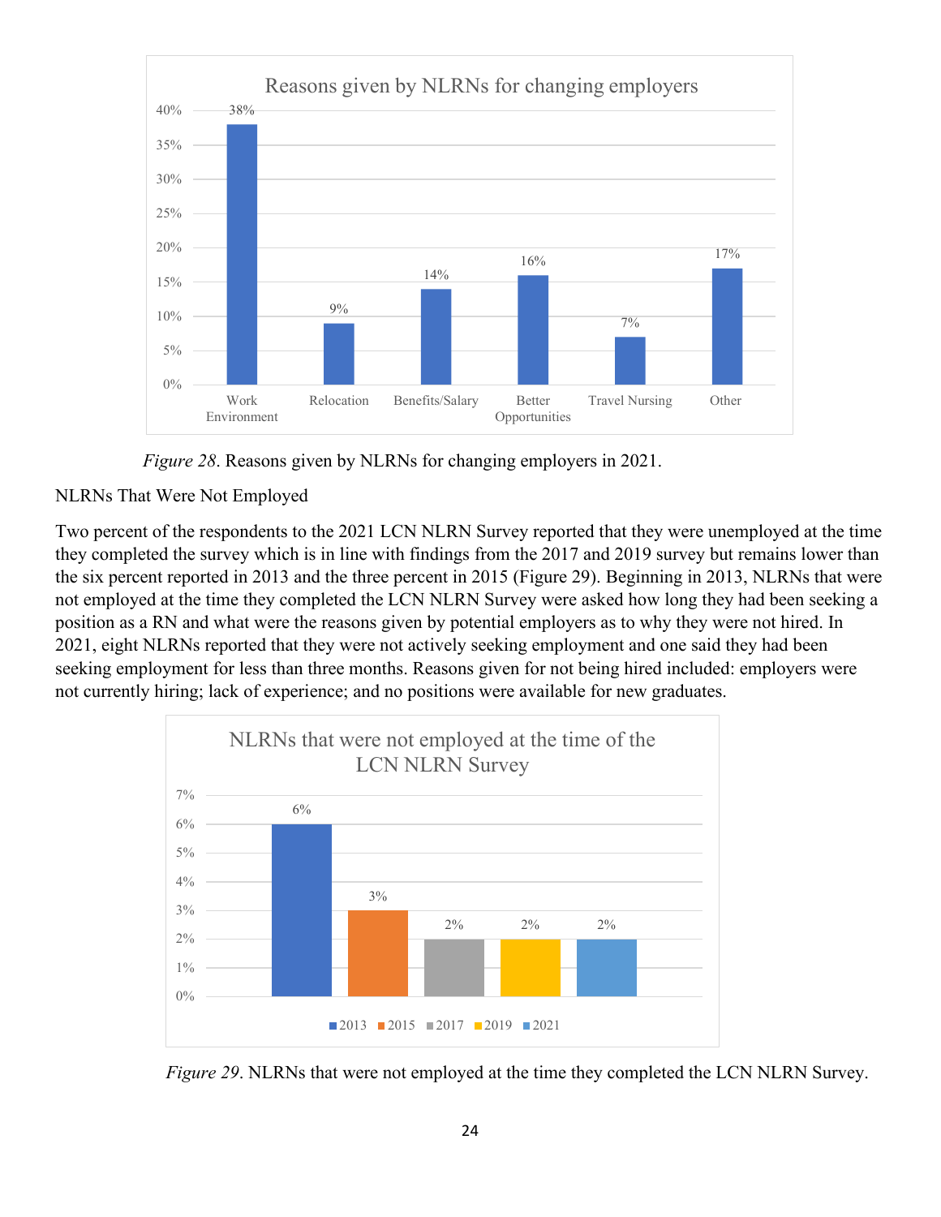| Reasons given by NLRNs for changing employers | |
|---|---|
| Work Environment | 38% |
| Relocation | 9% |
| Benefits/Salary | 14% |
| Better Opportunities | 16% |
| Travel Nursing | 7% |
| Other | 17% |

*Figure 28*. Reasons given by NLRNs for changing employers in 2021.

NLRNs That Were Not Employed

Two percent of the respondents to the 2021 LCN NLRN Survey reported that they were unemployed at the time they completed the survey which is in line with findings from the 2017 and 2019 survey but remains lower than the six percent reported in 2013 and the three percent in 2015 (Figure 29). Beginning in 2013, NLRNs that were not employed at the time they completed the LCN NLRN Survey were asked how long they had been seeking a position as a RN and what were the reasons given by potential employers as to why they were not hired. In 2021, eight NLRNs reported that they were not actively seeking employment and one said they had been seeking employment for less than three months. Reasons given for not being hired included: employers were not currently hiring; lack of experience; and no positions were available for new graduates.

| NLRNs that were not employed at the time of the LCN NLRN Survey | |
|---|---|
| 2013 | 6% |
| 2015 | 3% |
| 2017 | 2% |
| 2019 | 2% |
| 2021 | 2% |

*Figure 29*. NLRNs that were not employed at the time they completed the LCN NLRN Survey.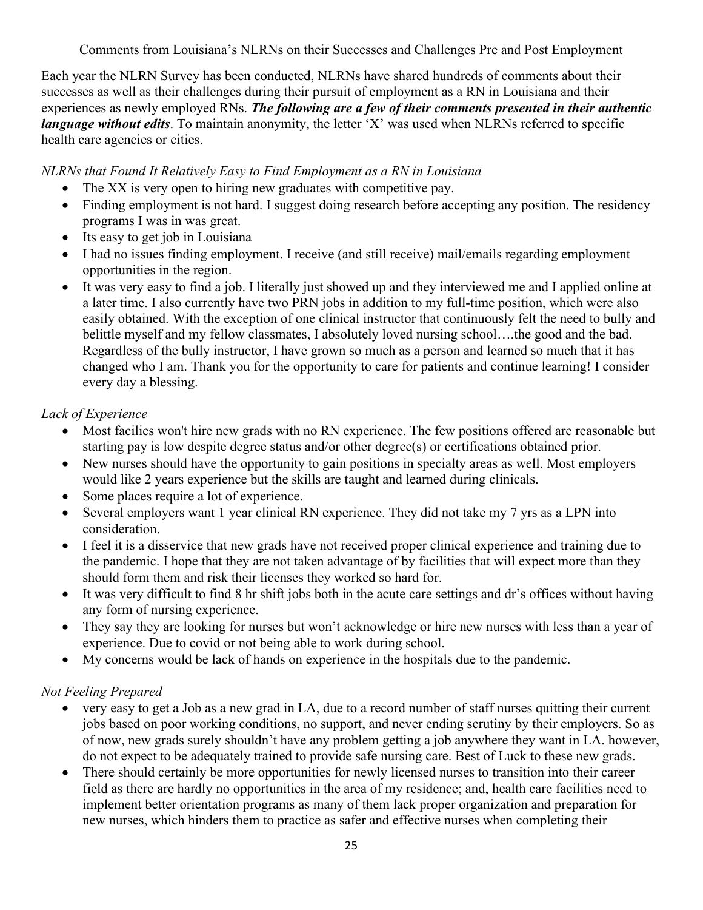Comments from Louisiana's NLRNs on their Successes and Challenges Pre and Post Employment

Each year the NLRN Survey has been conducted, NLRNs have shared hundreds of comments about their successes as well as their challenges during their pursuit of employment as a RN in Louisiana and their experiences as newly employed RNs. ***The following are a few of their comments presented in their authentic language without edits***. To maintain anonymity, the letter 'X' was used when NLRNs referred to specific health care agencies or cities.

*NLRNs that Found It Relatively Easy to Find Employment as a RN in Louisiana*

- The XX is very open to hiring new graduates with competitive pay.
- Finding employment is not hard. I suggest doing research before accepting any position. The residency programs I was in was great.
- Its easy to get job in Louisiana
- I had no issues finding employment. I receive (and still receive) mail/emails regarding employment opportunities in the region.
- It was very easy to find a job. I literally just showed up and they interviewed me and I applied online at a later time. I also currently have two PRN jobs in addition to my full-time position, which were also easily obtained. With the exception of one clinical instructor that continuously felt the need to bully and belittle myself and my fellow classmates, I absolutely loved nursing school….the good and the bad. Regardless of the bully instructor, I have grown so much as a person and learned so much that it has changed who I am. Thank you for the opportunity to care for patients and continue learning! I consider every day a blessing.

*Lack of Experience*

- Most facilies won't hire new grads with no RN experience. The few positions offered are reasonable but starting pay is low despite degree status and/or other degree(s) or certifications obtained prior.
- New nurses should have the opportunity to gain positions in specialty areas as well. Most employers would like 2 years experience but the skills are taught and learned during clinicals.
- Some places require a lot of experience.
- Several employers want 1 year clinical RN experience. They did not take my 7 yrs as a LPN into consideration.
- I feel it is a disservice that new grads have not received proper clinical experience and training due to the pandemic. I hope that they are not taken advantage of by facilities that will expect more than they should form them and risk their licenses they worked so hard for.
- It was very difficult to find 8 hr shift jobs both in the acute care settings and dr's offices without having any form of nursing experience.
- They say they are looking for nurses but won't acknowledge or hire new nurses with less than a year of experience. Due to covid or not being able to work during school.
- My concerns would be lack of hands on experience in the hospitals due to the pandemic.

*Not Feeling Prepared*

- very easy to get a Job as a new grad in LA, due to a record number of staff nurses quitting their current jobs based on poor working conditions, no support, and never ending scrutiny by their employers. So as of now, new grads surely shouldn't have any problem getting a job anywhere they want in LA. however, do not expect to be adequately trained to provide safe nursing care. Best of Luck to these new grads.
- There should certainly be more opportunities for newly licensed nurses to transition into their career field as there are hardly no opportunities in the area of my residence; and, health care facilities need to implement better orientation programs as many of them lack proper organization and preparation for new nurses, which hinders them to practice as safer and effective nurses when completing their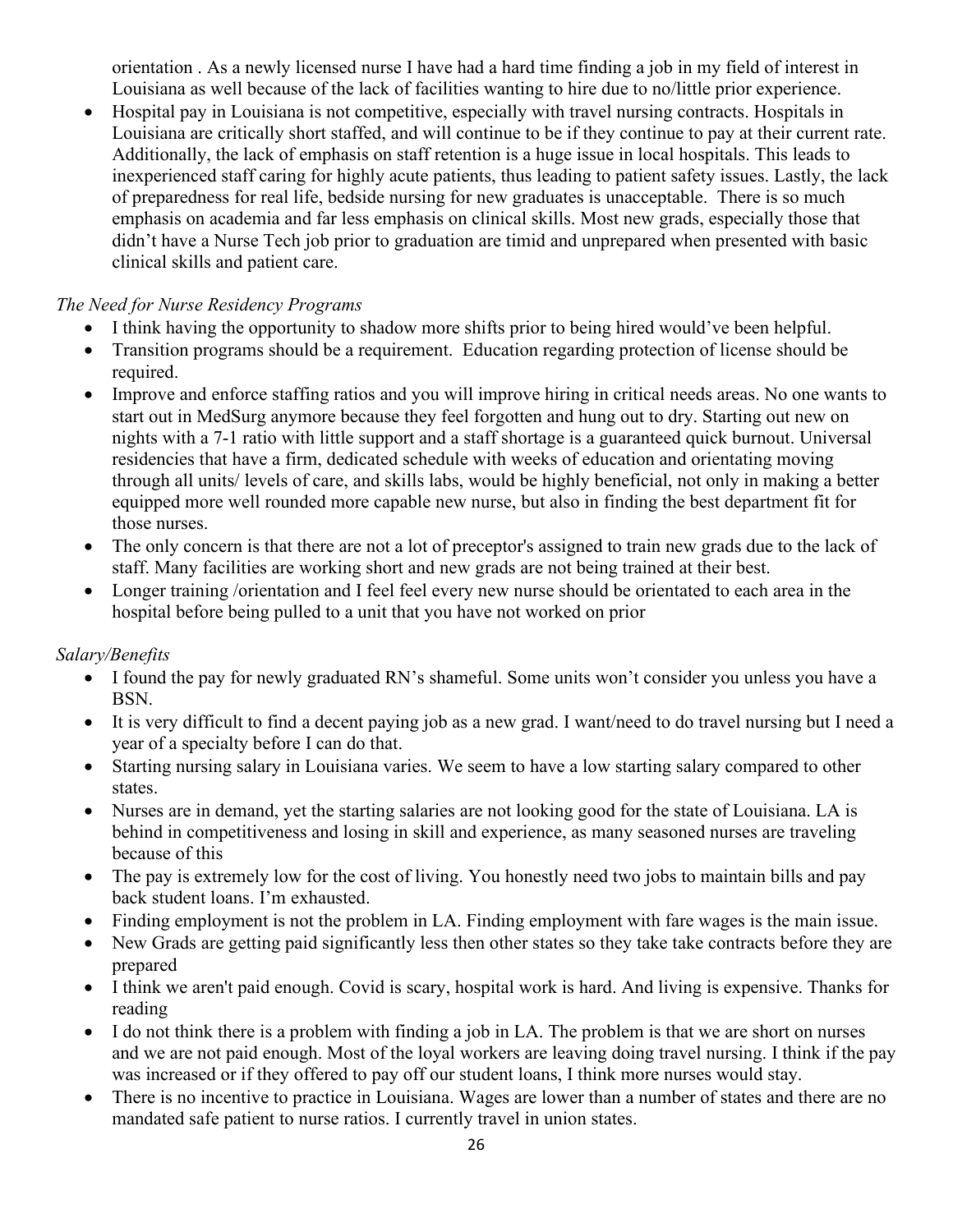orientation . As a newly licensed nurse I have had a hard time finding a job in my field of interest in Louisiana as well because of the lack of facilities wanting to hire due to no/little prior experience.

- Hospital pay in Louisiana is not competitive, especially with travel nursing contracts. Hospitals in Louisiana are critically short staffed, and will continue to be if they continue to pay at their current rate. Additionally, the lack of emphasis on staff retention is a huge issue in local hospitals. This leads to inexperienced staff caring for highly acute patients, thus leading to patient safety issues. Lastly, the lack of preparedness for real life, bedside nursing for new graduates is unacceptable. There is so much emphasis on academia and far less emphasis on clinical skills. Most new grads, especially those that didn't have a Nurse Tech job prior to graduation are timid and unprepared when presented with basic clinical skills and patient care.

*The Need for Nurse Residency Programs*

- I think having the opportunity to shadow more shifts prior to being hired would've been helpful.
- Transition programs should be a requirement. Education regarding protection of license should be required.
- Improve and enforce staffing ratios and you will improve hiring in critical needs areas. No one wants to start out in MedSurg anymore because they feel forgotten and hung out to dry. Starting out new on nights with a 7-1 ratio with little support and a staff shortage is a guaranteed quick burnout. Universal residencies that have a firm, dedicated schedule with weeks of education and orientating moving through all units/ levels of care, and skills labs, would be highly beneficial, not only in making a better equipped more well rounded more capable new nurse, but also in finding the best department fit for those nurses.
- The only concern is that there are not a lot of preceptor's assigned to train new grads due to the lack of staff. Many facilities are working short and new grads are not being trained at their best.
- Longer training /orientation and I feel feel every new nurse should be orientated to each area in the hospital before being pulled to a unit that you have not worked on prior

*Salary/Benefits*

- I found the pay for newly graduated RN's shameful. Some units won't consider you unless you have a BSN.
- It is very difficult to find a decent paying job as a new grad. I want/need to do travel nursing but I need a year of a specialty before I can do that.
- Starting nursing salary in Louisiana varies. We seem to have a low starting salary compared to other states.
- Nurses are in demand, yet the starting salaries are not looking good for the state of Louisiana. LA is behind in competitiveness and losing in skill and experience, as many seasoned nurses are traveling because of this
- The pay is extremely low for the cost of living. You honestly need two jobs to maintain bills and pay back student loans. I'm exhausted.
- Finding employment is not the problem in LA. Finding employment with fare wages is the main issue.
- New Grads are getting paid significantly less then other states so they take take contracts before they are prepared
- I think we aren't paid enough. Covid is scary, hospital work is hard. And living is expensive. Thanks for reading
- I do not think there is a problem with finding a job in LA. The problem is that we are short on nurses and we are not paid enough. Most of the loyal workers are leaving doing travel nursing. I think if the pay was increased or if they offered to pay off our student loans, I think more nurses would stay.
- There is no incentive to practice in Louisiana. Wages are lower than a number of states and there are no mandated safe patient to nurse ratios. I currently travel in union states.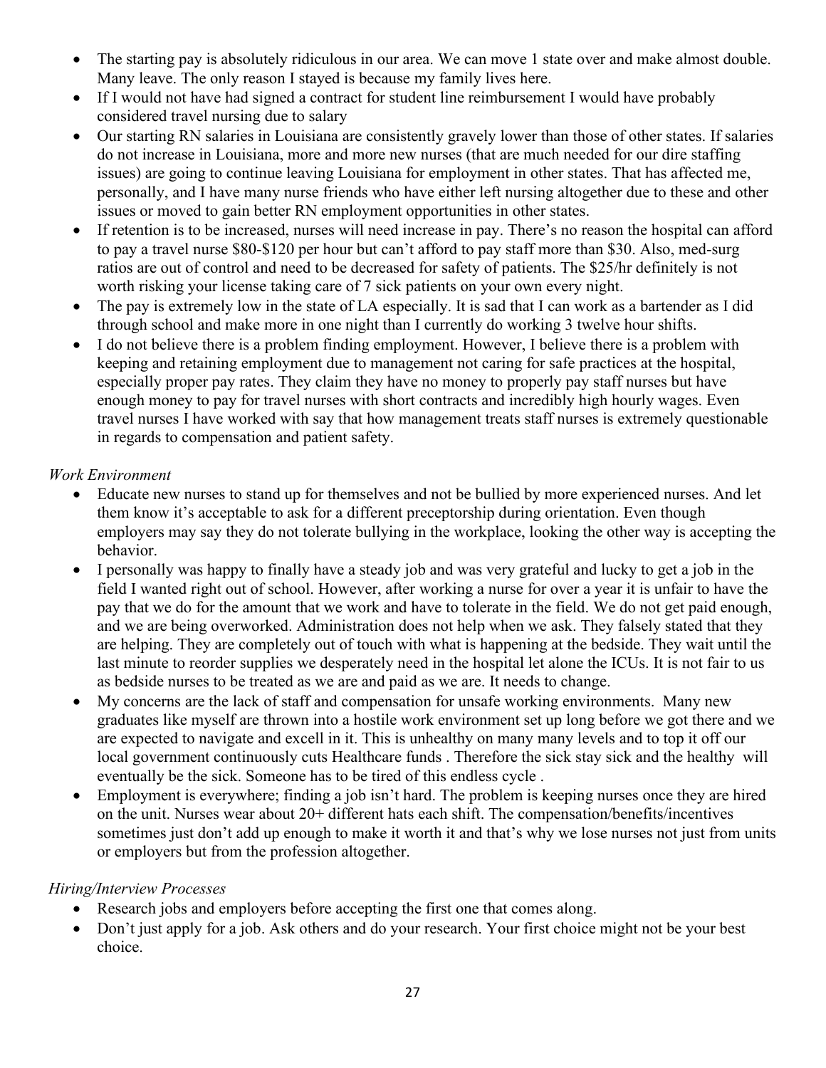- The starting pay is absolutely ridiculous in our area. We can move 1 state over and make almost double. Many leave. The only reason I stayed is because my family lives here.
- If I would not have had signed a contract for student line reimbursement I would have probably considered travel nursing due to salary
- Our starting RN salaries in Louisiana are consistently gravely lower than those of other states. If salaries do not increase in Louisiana, more and more new nurses (that are much needed for our dire staffing issues) are going to continue leaving Louisiana for employment in other states. That has affected me, personally, and I have many nurse friends who have either left nursing altogether due to these and other issues or moved to gain better RN employment opportunities in other states.
- If retention is to be increased, nurses will need increase in pay. There's no reason the hospital can afford to pay a travel nurse $80-$120 per hour but can't afford to pay staff more than $30. Also, med-surg ratios are out of control and need to be decreased for safety of patients. The $25/hr definitely is not worth risking your license taking care of 7 sick patients on your own every night.
- The pay is extremely low in the state of LA especially. It is sad that I can work as a bartender as I did through school and make more in one night than I currently do working 3 twelve hour shifts.
- I do not believe there is a problem finding employment. However, I believe there is a problem with keeping and retaining employment due to management not caring for safe practices at the hospital, especially proper pay rates. They claim they have no money to properly pay staff nurses but have enough money to pay for travel nurses with short contracts and incredibly high hourly wages. Even travel nurses I have worked with say that how management treats staff nurses is extremely questionable in regards to compensation and patient safety.

*Work Environment*

- Educate new nurses to stand up for themselves and not be bullied by more experienced nurses. And let them know it's acceptable to ask for a different preceptorship during orientation. Even though employers may say they do not tolerate bullying in the workplace, looking the other way is accepting the behavior.
- I personally was happy to finally have a steady job and was very grateful and lucky to get a job in the field I wanted right out of school. However, after working a nurse for over a year it is unfair to have the pay that we do for the amount that we work and have to tolerate in the field. We do not get paid enough, and we are being overworked. Administration does not help when we ask. They falsely stated that they are helping. They are completely out of touch with what is happening at the bedside. They wait until the last minute to reorder supplies we desperately need in the hospital let alone the ICUs. It is not fair to us as bedside nurses to be treated as we are and paid as we are. It needs to change.
- My concerns are the lack of staff and compensation for unsafe working environments. Many new graduates like myself are thrown into a hostile work environment set up long before we got there and we are expected to navigate and excell in it. This is unhealthy on many many levels and to top it off our local government continuously cuts Healthcare funds . Therefore the sick stay sick and the healthy will eventually be the sick. Someone has to be tired of this endless cycle .
- Employment is everywhere; finding a job isn't hard. The problem is keeping nurses once they are hired on the unit. Nurses wear about 20+ different hats each shift. The compensation/benefits/incentives sometimes just don't add up enough to make it worth it and that's why we lose nurses not just from units or employers but from the profession altogether.

*Hiring/Interview Processes*

- Research jobs and employers before accepting the first one that comes along.
- Don't just apply for a job. Ask others and do your research. Your first choice might not be your best choice.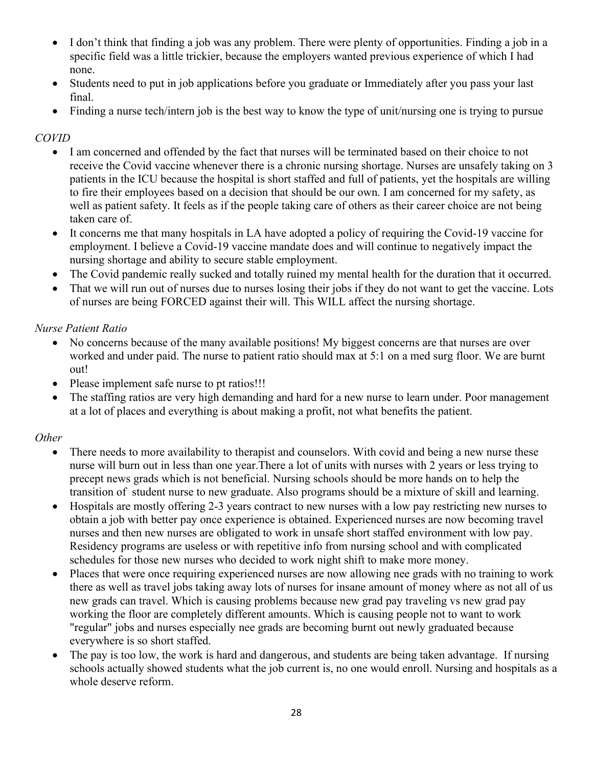- I don't think that finding a job was any problem. There were plenty of opportunities. Finding a job in a specific field was a little trickier, because the employers wanted previous experience of which I had none.
- Students need to put in job applications before you graduate or Immediately after you pass your last final.
- Finding a nurse tech/intern job is the best way to know the type of unit/nursing one is trying to pursue

*COVID*

- I am concerned and offended by the fact that nurses will be terminated based on their choice to not receive the Covid vaccine whenever there is a chronic nursing shortage. Nurses are unsafely taking on 3 patients in the ICU because the hospital is short staffed and full of patients, yet the hospitals are willing to fire their employees based on a decision that should be our own. I am concerned for my safety, as well as patient safety. It feels as if the people taking care of others as their career choice are not being taken care of.
- It concerns me that many hospitals in LA have adopted a policy of requiring the Covid-19 vaccine for employment. I believe a Covid-19 vaccine mandate does and will continue to negatively impact the nursing shortage and ability to secure stable employment.
- The Covid pandemic really sucked and totally ruined my mental health for the duration that it occurred.
- That we will run out of nurses due to nurses losing their jobs if they do not want to get the vaccine. Lots of nurses are being FORCED against their will. This WILL affect the nursing shortage.

*Nurse Patient Ratio*

- No concerns because of the many available positions! My biggest concerns are that nurses are over worked and under paid. The nurse to patient ratio should max at 5:1 on a med surg floor. We are burnt out!
- Please implement safe nurse to pt ratios!!!
- The staffing ratios are very high demanding and hard for a new nurse to learn under. Poor management at a lot of places and everything is about making a profit, not what benefits the patient.

*Other*

- There needs to more availability to therapist and counselors. With covid and being a new nurse these nurse will burn out in less than one year.There a lot of units with nurses with 2 years or less trying to precept news grads which is not beneficial. Nursing schools should be more hands on to help the transition of student nurse to new graduate. Also programs should be a mixture of skill and learning.
- Hospitals are mostly offering 2-3 years contract to new nurses with a low pay restricting new nurses to obtain a job with better pay once experience is obtained. Experienced nurses are now becoming travel nurses and then new nurses are obligated to work in unsafe short staffed environment with low pay. Residency programs are useless or with repetitive info from nursing school and with complicated schedules for those new nurses who decided to work night shift to make more money.
- Places that were once requiring experienced nurses are now allowing nee grads with no training to work there as well as travel jobs taking away lots of nurses for insane amount of money where as not all of us new grads can travel. Which is causing problems because new grad pay traveling vs new grad pay working the floor are completely different amounts. Which is causing people not to want to work "regular" jobs and nurses especially nee grads are becoming burnt out newly graduated because everywhere is so short staffed.
- The pay is too low, the work is hard and dangerous, and students are being taken advantage. If nursing schools actually showed students what the job current is, no one would enroll. Nursing and hospitals as a whole deserve reform.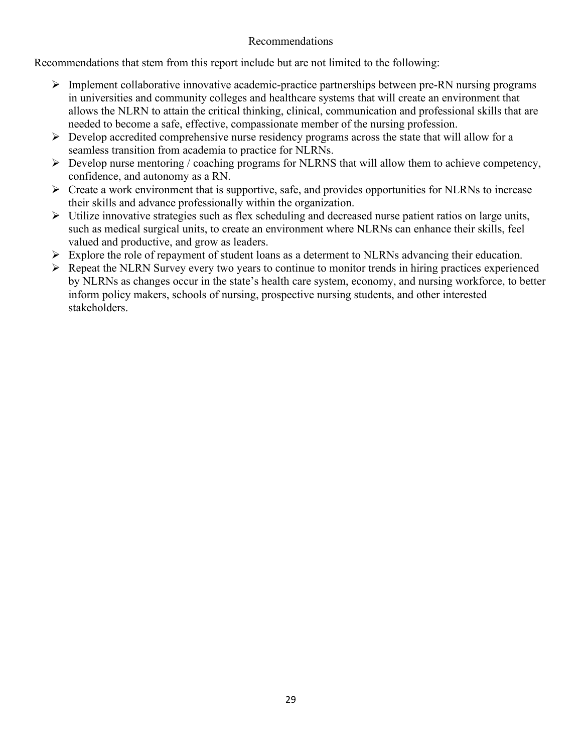## Recommendations

Recommendations that stem from this report include but are not limited to the following:

- Implement collaborative innovative academic-practice partnerships between pre-RN nursing programs in universities and community colleges and healthcare systems that will create an environment that allows the NLRN to attain the critical thinking, clinical, communication and professional skills that are needed to become a safe, effective, compassionate member of the nursing profession.
- Develop accredited comprehensive nurse residency programs across the state that will allow for a seamless transition from academia to practice for NLRNs.
- Develop nurse mentoring / coaching programs for NLRNS that will allow them to achieve competency, confidence, and autonomy as a RN.
- Create a work environment that is supportive, safe, and provides opportunities for NLRNs to increase their skills and advance professionally within the organization.
- Utilize innovative strategies such as flex scheduling and decreased nurse patient ratios on large units, such as medical surgical units, to create an environment where NLRNs can enhance their skills, feel valued and productive, and grow as leaders.
- Explore the role of repayment of student loans as a determent to NLRNs advancing their education.
- Repeat the NLRN Survey every two years to continue to monitor trends in hiring practices experienced by NLRNs as changes occur in the state's health care system, economy, and nursing workforce, to better inform policy makers, schools of nursing, prospective nursing students, and other interested stakeholders.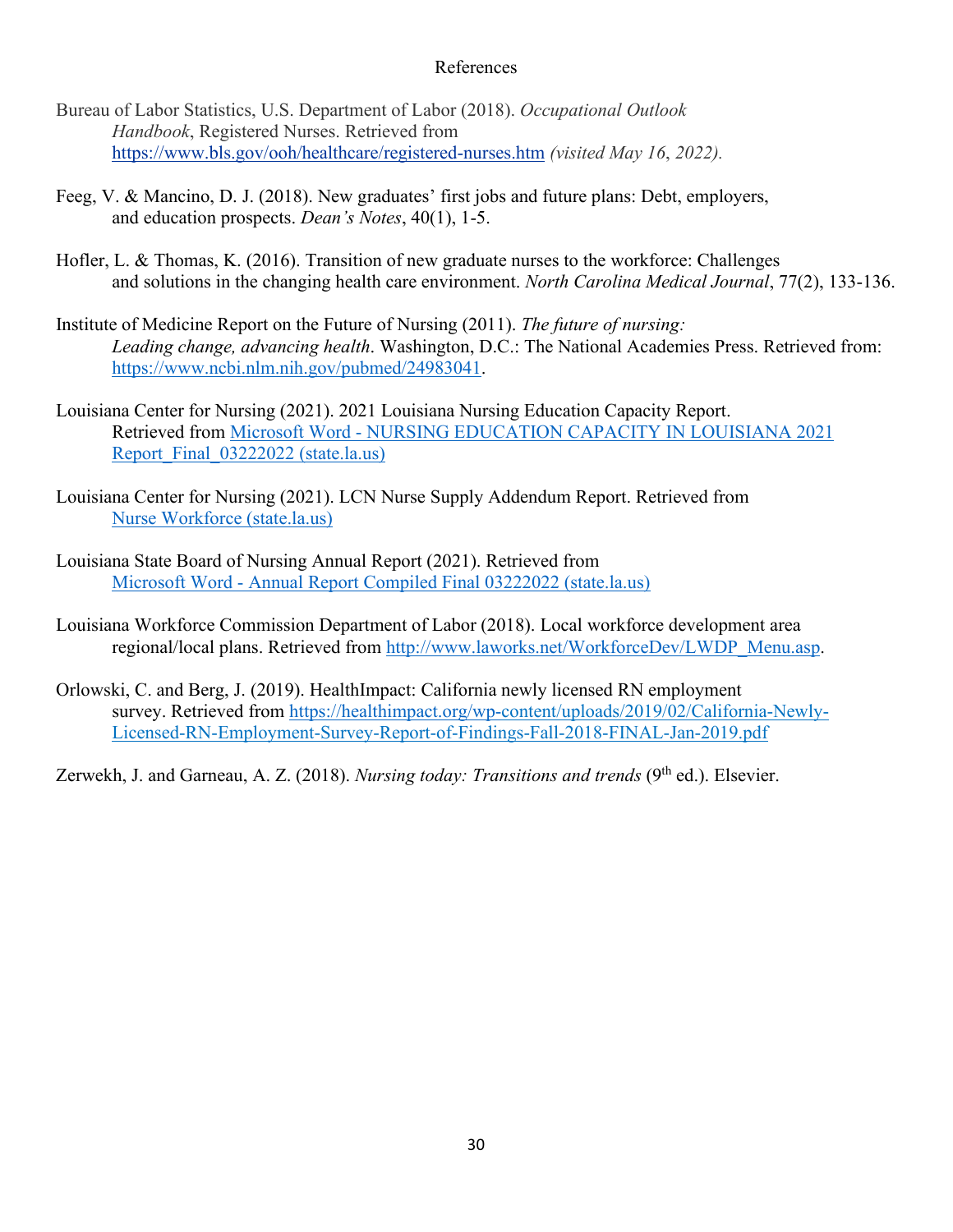# References

Bureau of Labor Statistics, U.S. Department of Labor (2018). *Occupational Outlook Handbook*, Registered Nurses. Retrieved from https://www.bls.gov/ooh/healthcare/registered-nurses.htm *(visited May 16, 2022).*

Feeg, V. & Mancino, D. J. (2018). New graduates' first jobs and future plans: Debt, employers, and education prospects. *Dean's Notes*, 40(1), 1-5.

Hofler, L. & Thomas, K. (2016). Transition of new graduate nurses to the workforce: Challenges and solutions in the changing health care environment. *North Carolina Medical Journal*, 77(2), 133-136.

Institute of Medicine Report on the Future of Nursing (2011). *The future of nursing: Leading change, advancing health*. Washington, D.C.: The National Academies Press. Retrieved from: https://www.ncbi.nlm.nih.gov/pubmed/24983041.

Louisiana Center for Nursing (2021). 2021 Louisiana Nursing Education Capacity Report. Retrieved from Microsoft Word - NURSING EDUCATION CAPACITY IN LOUISIANA 2021 Report_Final_03222022 (state.la.us)

Louisiana Center for Nursing (2021). LCN Nurse Supply Addendum Report. Retrieved from Nurse Workforce (state.la.us)

Louisiana State Board of Nursing Annual Report (2021). Retrieved from Microsoft Word - Annual Report Compiled Final 03222022 (state.la.us)

Louisiana Workforce Commission Department of Labor (2018). Local workforce development area regional/local plans. Retrieved from http://www.laworks.net/WorkforceDev/LWDP_Menu.asp.

Orlowski, C. and Berg, J. (2019). HealthImpact: California newly licensed RN employment survey. Retrieved from https://healthimpact.org/wp-content/uploads/2019/02/California-Newly-Licensed-RN-Employment-Survey-Report-of-Findings-Fall-2018-FINAL-Jan-2019.pdf

Zerwekh, J. and Garneau, A. Z. (2018). *Nursing today: Transitions and trends* (9th ed.). Elsevier.